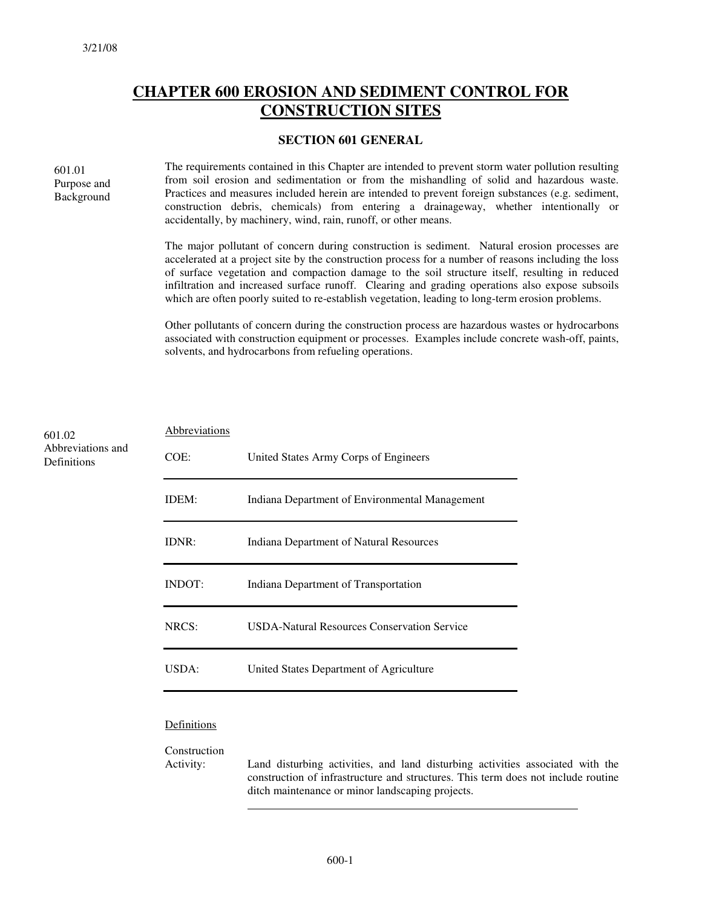3/21/08

# CHAPTER 600 EROSION AND SEDIMENT CONTROL FOR CONSTRUCTION SITES

## SECTION 601 GENERAL

### 601.01 Purpose and Background

The requirements contained in this Chapter are intended to prevent storm water pollution resulting from soil erosion and sedimentation or from the mishandling of solid and hazardous waste. Practices and measures included herein are intended to prevent foreign substances (e.g. sediment, construction debris, chemicals) from entering a drainageway, whether intentionally or accidentally, by machinery, wind, rain, runoff, or other means.

The major pollutant of concern during construction is sediment. Natural erosion processes are accelerated at a project site by the construction process for a number of reasons including the loss of surface vegetation and compaction damage to the soil structure itself, resulting in reduced infiltration and increased surface runoff. Clearing and grading operations also expose subsoils which are often poorly suited to re-establish vegetation, leading to long-term erosion problems.

Other pollutants of concern during the construction process are hazardous wastes or hydrocarbons associated with construction equipment or processes. Examples include concrete wash-off, paints, solvents, and hydrocarbons from refueling operations.

### 601.02 Abbreviations and Definitions

Abbreviations

| | |
|---|---|
| COE: | United States Army Corps of Engineers |
| IDEM: | Indiana Department of Environmental Management |
| IDNR: | Indiana Department of Natural Resources |
| INDOT: | Indiana Department of Transportation |
| NRCS: | USDA-Natural Resources Conservation Service |
| USDA: | United States Department of Agriculture |

Definitions

| | |
|---|---|
| Construction Activity: | Land disturbing activities, and land disturbing activities associated with the construction of infrastructure and structures. This term does not include routine ditch maintenance or minor landscaping projects. |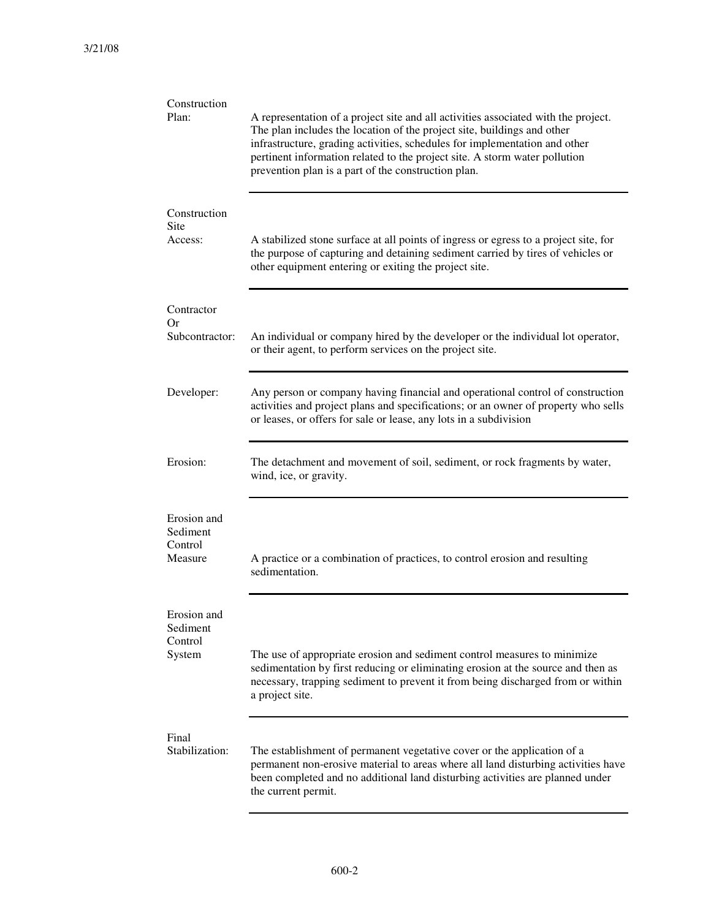**Construction Plan:** A representation of a project site and all activities associated with the project. The plan includes the location of the project site, buildings and other infrastructure, grading activities, schedules for implementation and other pertinent information related to the project site. A storm water pollution prevention plan is a part of the construction plan.

---

**Construction Site Access:** A stabilized stone surface at all points of ingress or egress to a project site, for the purpose of capturing and detaining sediment carried by tires of vehicles or other equipment entering or exiting the project site.

---

**Contractor Or Subcontractor:** An individual or company hired by the developer or the individual lot operator, or their agent, to perform services on the project site.

---

**Developer:** Any person or company having financial and operational control of construction activities and project plans and specifications; or an owner of property who sells or leases, or offers for sale or lease, any lots in a subdivision

---

**Erosion:** The detachment and movement of soil, sediment, or rock fragments by water, wind, ice, or gravity.

---

**Erosion and Sediment Control Measure** A practice or a combination of practices, to control erosion and resulting sedimentation.

---

**Erosion and Sediment Control System** The use of appropriate erosion and sediment control measures to minimize sedimentation by first reducing or eliminating erosion at the source and then as necessary, trapping sediment to prevent it from being discharged from or within a project site.

---

**Final Stabilization:** The establishment of permanent vegetative cover or the application of a permanent non-erosive material to areas where all land disturbing activities have been completed and no additional land disturbing activities are planned under the current permit.

---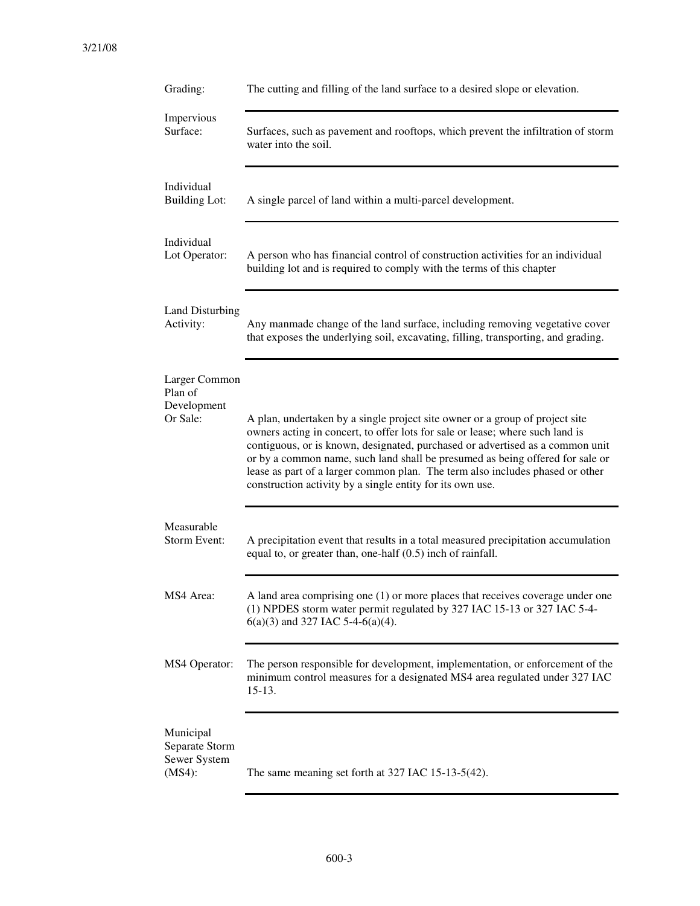| Term | Definition |
|---|---|
| Grading: | The cutting and filling of the land surface to a desired slope or elevation. |
| Impervious Surface: | Surfaces, such as pavement and rooftops, which prevent the infiltration of storm water into the soil. |
| Individual Building Lot: | A single parcel of land within a multi-parcel development. |
| Individual Lot Operator: | A person who has financial control of construction activities for an individual building lot and is required to comply with the terms of this chapter |
| Land Disturbing Activity: | Any manmade change of the land surface, including removing vegetative cover that exposes the underlying soil, excavating, filling, transporting, and grading. |
| Larger Common Plan of Development Or Sale: | A plan, undertaken by a single project site owner or a group of project site owners acting in concert, to offer lots for sale or lease; where such land is contiguous, or is known, designated, purchased or advertised as a common unit or by a common name, such land shall be presumed as being offered for sale or lease as part of a larger common plan. The term also includes phased or other construction activity by a single entity for its own use. |
| Measurable Storm Event: | A precipitation event that results in a total measured precipitation accumulation equal to, or greater than, one-half (0.5) inch of rainfall. |
| MS4 Area: | A land area comprising one (1) or more places that receives coverage under one (1) NPDES storm water permit regulated by 327 IAC 15-13 or 327 IAC 5-4-6(a)(3) and 327 IAC 5-4-6(a)(4). |
| MS4 Operator: | The person responsible for development, implementation, or enforcement of the minimum control measures for a designated MS4 area regulated under 327 IAC 15-13. |
| Municipal Separate Storm Sewer System (MS4): | The same meaning set forth at 327 IAC 15-13-5(42). |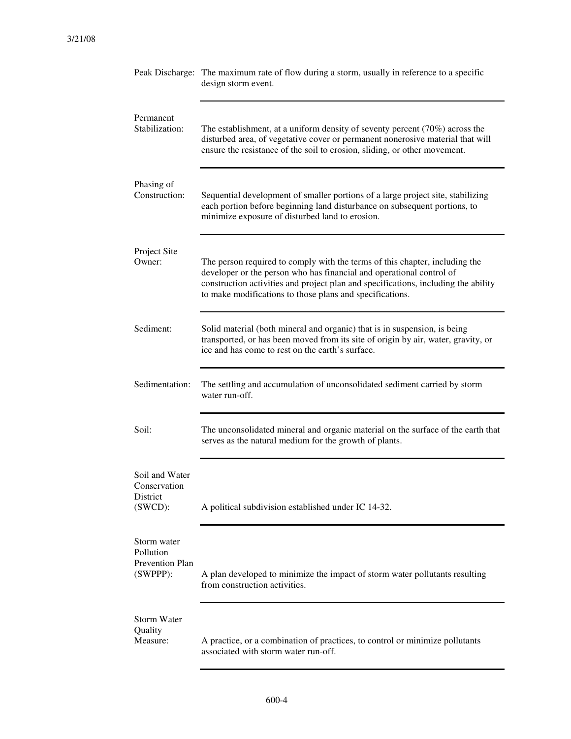| Term | Definition |
|---|---|
| Peak Discharge: | The maximum rate of flow during a storm, usually in reference to a specific design storm event. |
| Permanent Stabilization: | The establishment, at a uniform density of seventy percent (70%) across the disturbed area, of vegetative cover or permanent nonerosive material that will ensure the resistance of the soil to erosion, sliding, or other movement. |
| Phasing of Construction: | Sequential development of smaller portions of a large project site, stabilizing each portion before beginning land disturbance on subsequent portions, to minimize exposure of disturbed land to erosion. |
| Project Site Owner: | The person required to comply with the terms of this chapter, including the developer or the person who has financial and operational control of construction activities and project plan and specifications, including the ability to make modifications to those plans and specifications. |
| Sediment: | Solid material (both mineral and organic) that is in suspension, is being transported, or has been moved from its site of origin by air, water, gravity, or ice and has come to rest on the earth's surface. |
| Sedimentation: | The settling and accumulation of unconsolidated sediment carried by storm water run-off. |
| Soil: | The unconsolidated mineral and organic material on the surface of the earth that serves as the natural medium for the growth of plants. |
| Soil and Water Conservation District (SWCD): | A political subdivision established under IC 14-32. |
| Storm water Pollution Prevention Plan (SWPPP): | A plan developed to minimize the impact of storm water pollutants resulting from construction activities. |
| Storm Water Quality Measure: | A practice, or a combination of practices, to control or minimize pollutants associated with storm water run-off. |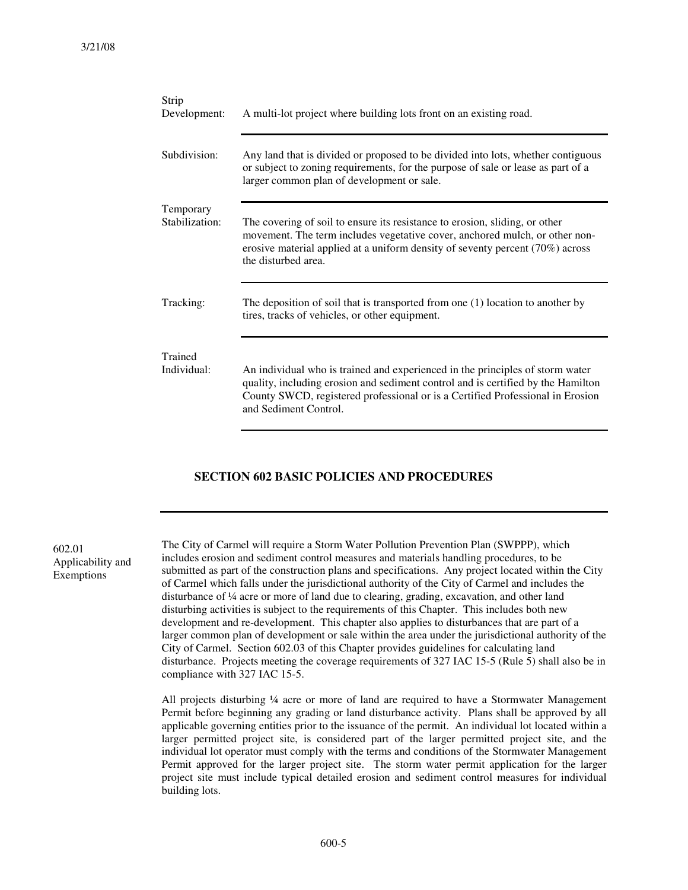**Strip Development:** A multi-lot project where building lots front on an existing road.

**Subdivision:** Any land that is divided or proposed to be divided into lots, whether contiguous or subject to zoning requirements, for the purpose of sale or lease as part of a larger common plan of development or sale.

**Temporary Stabilization:** The covering of soil to ensure its resistance to erosion, sliding, or other movement. The term includes vegetative cover, anchored mulch, or other non-erosive material applied at a uniform density of seventy percent (70%) across the disturbed area.

**Tracking:** The deposition of soil that is transported from one (1) location to another by tires, tracks of vehicles, or other equipment.

**Trained Individual:** An individual who is trained and experienced in the principles of storm water quality, including erosion and sediment control and is certified by the Hamilton County SWCD, registered professional or is a Certified Professional in Erosion and Sediment Control.

## SECTION 602 BASIC POLICIES AND PROCEDURES

### 602.01 Applicability and Exemptions

The City of Carmel will require a Storm Water Pollution Prevention Plan (SWPPP), which includes erosion and sediment control measures and materials handling procedures, to be submitted as part of the construction plans and specifications. Any project located within the City of Carmel which falls under the jurisdictional authority of the City of Carmel and includes the disturbance of ¼ acre or more of land due to clearing, grading, excavation, and other land disturbing activities is subject to the requirements of this Chapter. This includes both new development and re-development. This chapter also applies to disturbances that are part of a larger common plan of development or sale within the area under the jurisdictional authority of the City of Carmel. Section 602.03 of this Chapter provides guidelines for calculating land disturbance. Projects meeting the coverage requirements of 327 IAC 15-5 (Rule 5) shall also be in compliance with 327 IAC 15-5.

All projects disturbing ¼ acre or more of land are required to have a Stormwater Management Permit before beginning any grading or land disturbance activity. Plans shall be approved by all applicable governing entities prior to the issuance of the permit. An individual lot located within a larger permitted project site, is considered part of the larger permitted project site, and the individual lot operator must comply with the terms and conditions of the Stormwater Management Permit approved for the larger project site. The storm water permit application for the larger project site must include typical detailed erosion and sediment control measures for individual building lots.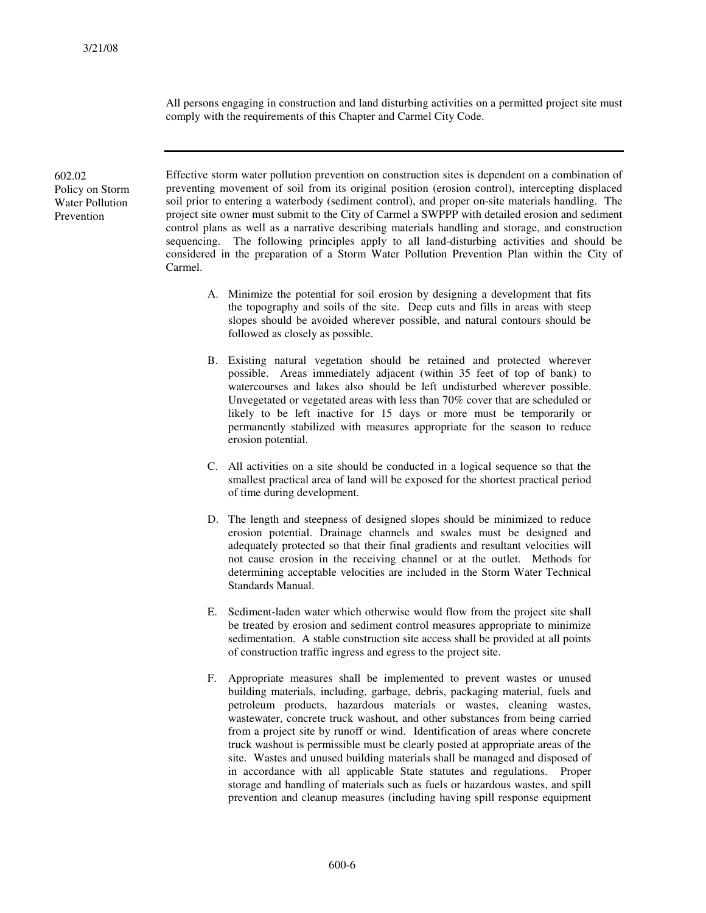All persons engaging in construction and land disturbing activities on a permitted project site must comply with the requirements of this Chapter and Carmel City Code.

---

### 602.02 Policy on Storm Water Pollution Prevention

Effective storm water pollution prevention on construction sites is dependent on a combination of preventing movement of soil from its original position (erosion control), intercepting displaced soil prior to entering a waterbody (sediment control), and proper on-site materials handling. The project site owner must submit to the City of Carmel a SWPPP with detailed erosion and sediment control plans as well as a narrative describing materials handling and storage, and construction sequencing. The following principles apply to all land-disturbing activities and should be considered in the preparation of a Storm Water Pollution Prevention Plan within the City of Carmel.

A. Minimize the potential for soil erosion by designing a development that fits the topography and soils of the site. Deep cuts and fills in areas with steep slopes should be avoided wherever possible, and natural contours should be followed as closely as possible.

B. Existing natural vegetation should be retained and protected wherever possible. Areas immediately adjacent (within 35 feet of top of bank) to watercourses and lakes also should be left undisturbed wherever possible. Unvegetated or vegetated areas with less than 70% cover that are scheduled or likely to be left inactive for 15 days or more must be temporarily or permanently stabilized with measures appropriate for the season to reduce erosion potential.

C. All activities on a site should be conducted in a logical sequence so that the smallest practical area of land will be exposed for the shortest practical period of time during development.

D. The length and steepness of designed slopes should be minimized to reduce erosion potential. Drainage channels and swales must be designed and adequately protected so that their final gradients and resultant velocities will not cause erosion in the receiving channel or at the outlet. Methods for determining acceptable velocities are included in the Storm Water Technical Standards Manual.

E. Sediment-laden water which otherwise would flow from the project site shall be treated by erosion and sediment control measures appropriate to minimize sedimentation. A stable construction site access shall be provided at all points of construction traffic ingress and egress to the project site.

F. Appropriate measures shall be implemented to prevent wastes or unused building materials, including, garbage, debris, packaging material, fuels and petroleum products, hazardous materials or wastes, cleaning wastes, wastewater, concrete truck washout, and other substances from being carried from a project site by runoff or wind. Identification of areas where concrete truck washout is permissible must be clearly posted at appropriate areas of the site. Wastes and unused building materials shall be managed and disposed of in accordance with all applicable State statutes and regulations. Proper storage and handling of materials such as fuels or hazardous wastes, and spill prevention and cleanup measures (including having spill response equipment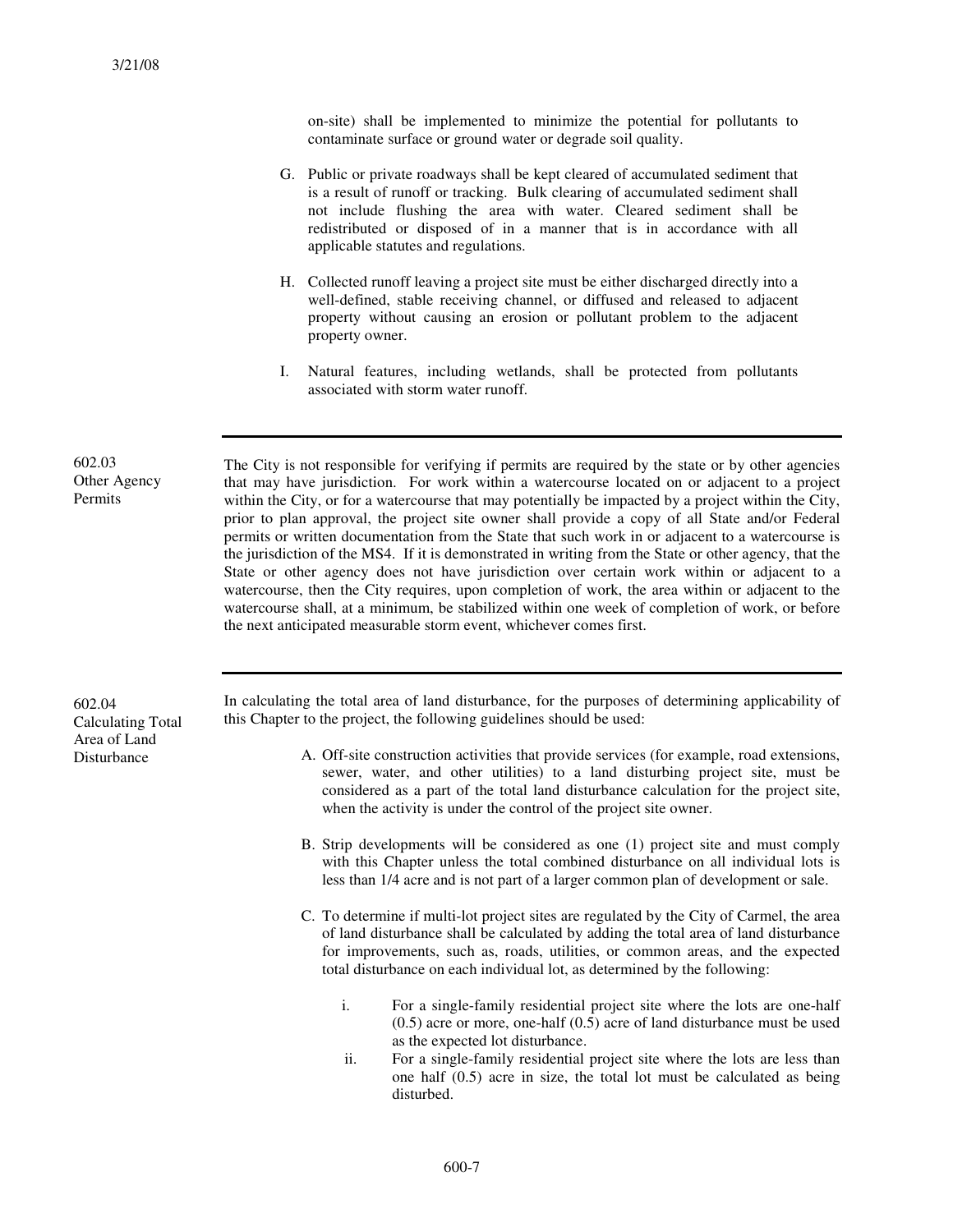on-site) shall be implemented to minimize the potential for pollutants to contaminate surface or ground water or degrade soil quality.

G. Public or private roadways shall be kept cleared of accumulated sediment that is a result of runoff or tracking. Bulk clearing of accumulated sediment shall not include flushing the area with water. Cleared sediment shall be redistributed or disposed of in a manner that is in accordance with all applicable statutes and regulations.

H. Collected runoff leaving a project site must be either discharged directly into a well-defined, stable receiving channel, or diffused and released to adjacent property without causing an erosion or pollutant problem to the adjacent property owner.

I. Natural features, including wetlands, shall be protected from pollutants associated with storm water runoff.

---

**602.03 Other Agency Permits**

The City is not responsible for verifying if permits are required by the state or by other agencies that may have jurisdiction. For work within a watercourse located on or adjacent to a project within the City, or for a watercourse that may potentially be impacted by a project within the City, prior to plan approval, the project site owner shall provide a copy of all State and/or Federal permits or written documentation from the State that such work in or adjacent to a watercourse is the jurisdiction of the MS4. If it is demonstrated in writing from the State or other agency, that the State or other agency does not have jurisdiction over certain work within or adjacent to a watercourse, then the City requires, upon completion of work, the area within or adjacent to the watercourse shall, at a minimum, be stabilized within one week of completion of work, or before the next anticipated measurable storm event, whichever comes first.

---

**602.04 Calculating Total Area of Land Disturbance**

In calculating the total area of land disturbance, for the purposes of determining applicability of this Chapter to the project, the following guidelines should be used:

A. Off-site construction activities that provide services (for example, road extensions, sewer, water, and other utilities) to a land disturbing project site, must be considered as a part of the total land disturbance calculation for the project site, when the activity is under the control of the project site owner.

B. Strip developments will be considered as one (1) project site and must comply with this Chapter unless the total combined disturbance on all individual lots is less than 1/4 acre and is not part of a larger common plan of development or sale.

C. To determine if multi-lot project sites are regulated by the City of Carmel, the area of land disturbance shall be calculated by adding the total area of land disturbance for improvements, such as, roads, utilities, or common areas, and the expected total disturbance on each individual lot, as determined by the following:

   i. For a single-family residential project site where the lots are one-half (0.5) acre or more, one-half (0.5) acre of land disturbance must be used as the expected lot disturbance.

   ii. For a single-family residential project site where the lots are less than one half (0.5) acre in size, the total lot must be calculated as being disturbed.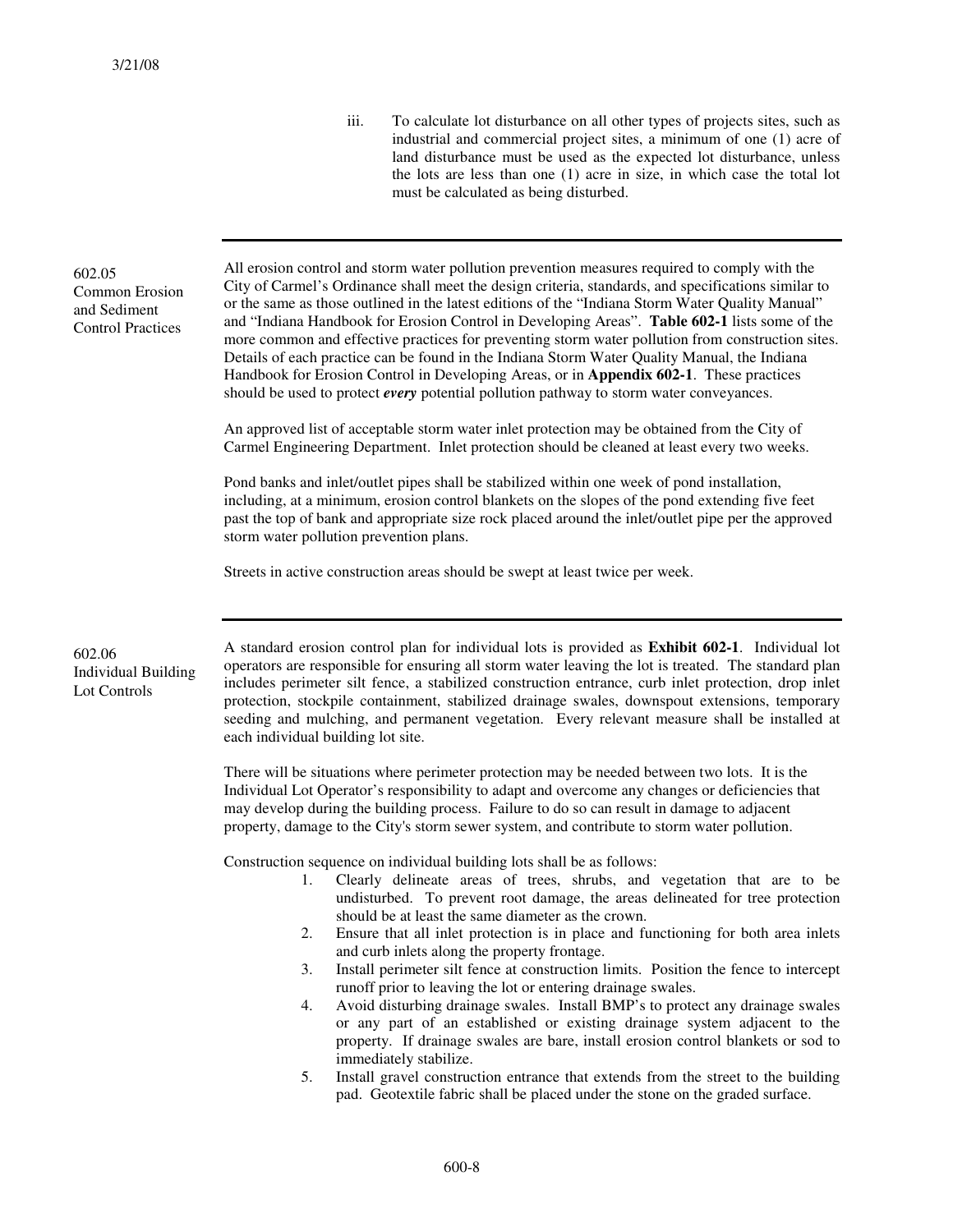iii. To calculate lot disturbance on all other types of projects sites, such as industrial and commercial project sites, a minimum of one (1) acre of land disturbance must be used as the expected lot disturbance, unless the lots are less than one (1) acre in size, in which case the total lot must be calculated as being disturbed.

---

## 602.05 Common Erosion and Sediment Control Practices

All erosion control and storm water pollution prevention measures required to comply with the City of Carmel's Ordinance shall meet the design criteria, standards, and specifications similar to or the same as those outlined in the latest editions of the "Indiana Storm Water Quality Manual" and "Indiana Handbook for Erosion Control in Developing Areas". **Table 602-1** lists some of the more common and effective practices for preventing storm water pollution from construction sites. Details of each practice can be found in the Indiana Storm Water Quality Manual, the Indiana Handbook for Erosion Control in Developing Areas, or in **Appendix 602-1**. These practices should be used to protect ***every*** potential pollution pathway to storm water conveyances.

An approved list of acceptable storm water inlet protection may be obtained from the City of Carmel Engineering Department. Inlet protection should be cleaned at least every two weeks.

Pond banks and inlet/outlet pipes shall be stabilized within one week of pond installation, including, at a minimum, erosion control blankets on the slopes of the pond extending five feet past the top of bank and appropriate size rock placed around the inlet/outlet pipe per the approved storm water pollution prevention plans.

Streets in active construction areas should be swept at least twice per week.

---

## 602.06 Individual Building Lot Controls

A standard erosion control plan for individual lots is provided as **Exhibit 602-1**. Individual lot operators are responsible for ensuring all storm water leaving the lot is treated. The standard plan includes perimeter silt fence, a stabilized construction entrance, curb inlet protection, drop inlet protection, stockpile containment, stabilized drainage swales, downspout extensions, temporary seeding and mulching, and permanent vegetation. Every relevant measure shall be installed at each individual building lot site.

There will be situations where perimeter protection may be needed between two lots. It is the Individual Lot Operator's responsibility to adapt and overcome any changes or deficiencies that may develop during the building process. Failure to do so can result in damage to adjacent property, damage to the City's storm sewer system, and contribute to storm water pollution.

Construction sequence on individual building lots shall be as follows:

1. Clearly delineate areas of trees, shrubs, and vegetation that are to be undisturbed. To prevent root damage, the areas delineated for tree protection should be at least the same diameter as the crown.
2. Ensure that all inlet protection is in place and functioning for both area inlets and curb inlets along the property frontage.
3. Install perimeter silt fence at construction limits. Position the fence to intercept runoff prior to leaving the lot or entering drainage swales.
4. Avoid disturbing drainage swales. Install BMP's to protect any drainage swales or any part of an established or existing drainage system adjacent to the property. If drainage swales are bare, install erosion control blankets or sod to immediately stabilize.
5. Install gravel construction entrance that extends from the street to the building pad. Geotextile fabric shall be placed under the stone on the graded surface.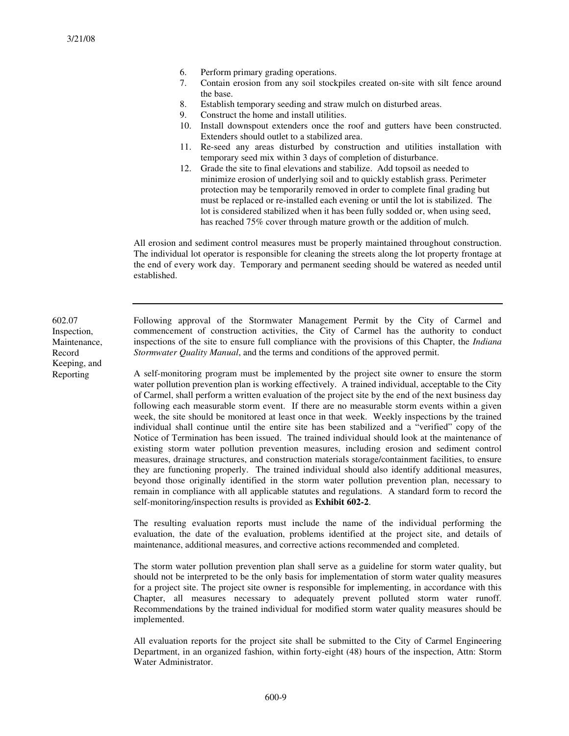6. Perform primary grading operations.
7. Contain erosion from any soil stockpiles created on-site with silt fence around the base.
8. Establish temporary seeding and straw mulch on disturbed areas.
9. Construct the home and install utilities.
10. Install downspout extenders once the roof and gutters have been constructed. Extenders should outlet to a stabilized area.
11. Re-seed any areas disturbed by construction and utilities installation with temporary seed mix within 3 days of completion of disturbance.
12. Grade the site to final elevations and stabilize. Add topsoil as needed to minimize erosion of underlying soil and to quickly establish grass. Perimeter protection may be temporarily removed in order to complete final grading but must be replaced or re-installed each evening or until the lot is stabilized. The lot is considered stabilized when it has been fully sodded or, when using seed, has reached 75% cover through mature growth or the addition of mulch.

All erosion and sediment control measures must be properly maintained throughout construction. The individual lot operator is responsible for cleaning the streets along the lot property frontage at the end of every work day. Temporary and permanent seeding should be watered as needed until established.

---

## 602.07 Inspection, Maintenance, Record Keeping, and Reporting

Following approval of the Stormwater Management Permit by the City of Carmel and commencement of construction activities, the City of Carmel has the authority to conduct inspections of the site to ensure full compliance with the provisions of this Chapter, the *Indiana Stormwater Quality Manual*, and the terms and conditions of the approved permit.

A self-monitoring program must be implemented by the project site owner to ensure the storm water pollution prevention plan is working effectively. A trained individual, acceptable to the City of Carmel, shall perform a written evaluation of the project site by the end of the next business day following each measurable storm event. If there are no measurable storm events within a given week, the site should be monitored at least once in that week. Weekly inspections by the trained individual shall continue until the entire site has been stabilized and a "verified" copy of the Notice of Termination has been issued. The trained individual should look at the maintenance of existing storm water pollution prevention measures, including erosion and sediment control measures, drainage structures, and construction materials storage/containment facilities, to ensure they are functioning properly. The trained individual should also identify additional measures, beyond those originally identified in the storm water pollution prevention plan, necessary to remain in compliance with all applicable statutes and regulations. A standard form to record the self-monitoring/inspection results is provided as **Exhibit 602-2**.

The resulting evaluation reports must include the name of the individual performing the evaluation, the date of the evaluation, problems identified at the project site, and details of maintenance, additional measures, and corrective actions recommended and completed.

The storm water pollution prevention plan shall serve as a guideline for storm water quality, but should not be interpreted to be the only basis for implementation of storm water quality measures for a project site. The project site owner is responsible for implementing, in accordance with this Chapter, all measures necessary to adequately prevent polluted storm water runoff. Recommendations by the trained individual for modified storm water quality measures should be implemented.

All evaluation reports for the project site shall be submitted to the City of Carmel Engineering Department, in an organized fashion, within forty-eight (48) hours of the inspection, Attn: Storm Water Administrator.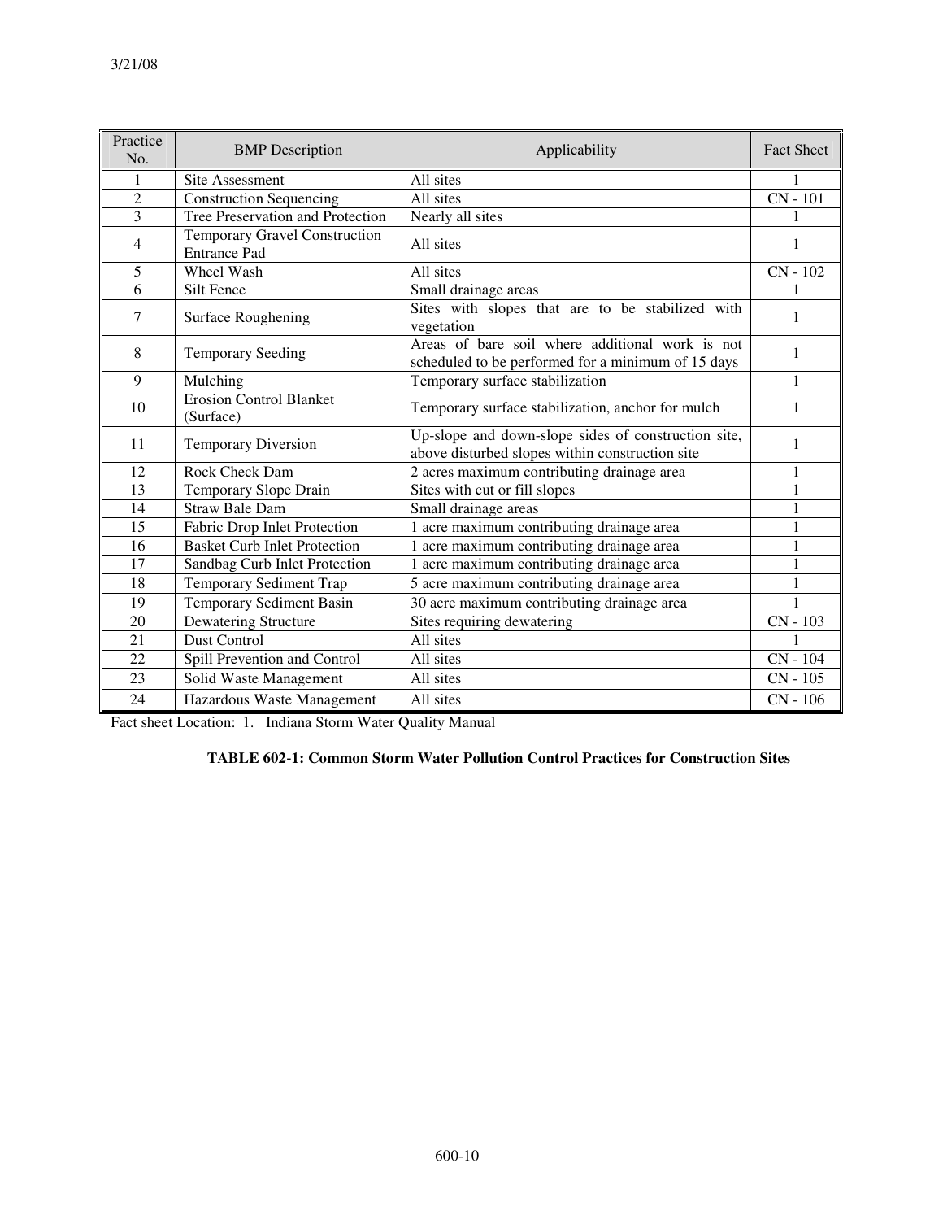| Practice No. | BMP Description | Applicability | Fact Sheet |
| --- | --- | --- | --- |
| 1 | Site Assessment | All sites | 1 |
| 2 | Construction Sequencing | All sites | CN - 101 |
| 3 | Tree Preservation and Protection | Nearly all sites | 1 |
| 4 | Temporary Gravel Construction Entrance Pad | All sites | 1 |
| 5 | Wheel Wash | All sites | CN - 102 |
| 6 | Silt Fence | Small drainage areas | 1 |
| 7 | Surface Roughening | Sites with slopes that are to be stabilized with vegetation | 1 |
| 8 | Temporary Seeding | Areas of bare soil where additional work is not scheduled to be performed for a minimum of 15 days | 1 |
| 9 | Mulching | Temporary surface stabilization | 1 |
| 10 | Erosion Control Blanket (Surface) | Temporary surface stabilization, anchor for mulch | 1 |
| 11 | Temporary Diversion | Up-slope and down-slope sides of construction site, above disturbed slopes within construction site | 1 |
| 12 | Rock Check Dam | 2 acres maximum contributing drainage area | 1 |
| 13 | Temporary Slope Drain | Sites with cut or fill slopes | 1 |
| 14 | Straw Bale Dam | Small drainage areas | 1 |
| 15 | Fabric Drop Inlet Protection | 1 acre maximum contributing drainage area | 1 |
| 16 | Basket Curb Inlet Protection | 1 acre maximum contributing drainage area | 1 |
| 17 | Sandbag Curb Inlet Protection | 1 acre maximum contributing drainage area | 1 |
| 18 | Temporary Sediment Trap | 5 acre maximum contributing drainage area | 1 |
| 19 | Temporary Sediment Basin | 30 acre maximum contributing drainage area | 1 |
| 20 | Dewatering Structure | Sites requiring dewatering | CN - 103 |
| 21 | Dust Control | All sites | 1 |
| 22 | Spill Prevention and Control | All sites | CN - 104 |
| 23 | Solid Waste Management | All sites | CN - 105 |
| 24 | Hazardous Waste Management | All sites | CN - 106 |

Fact sheet Location: 1. Indiana Storm Water Quality Manual

**TABLE 602-1: Common Storm Water Pollution Control Practices for Construction Sites**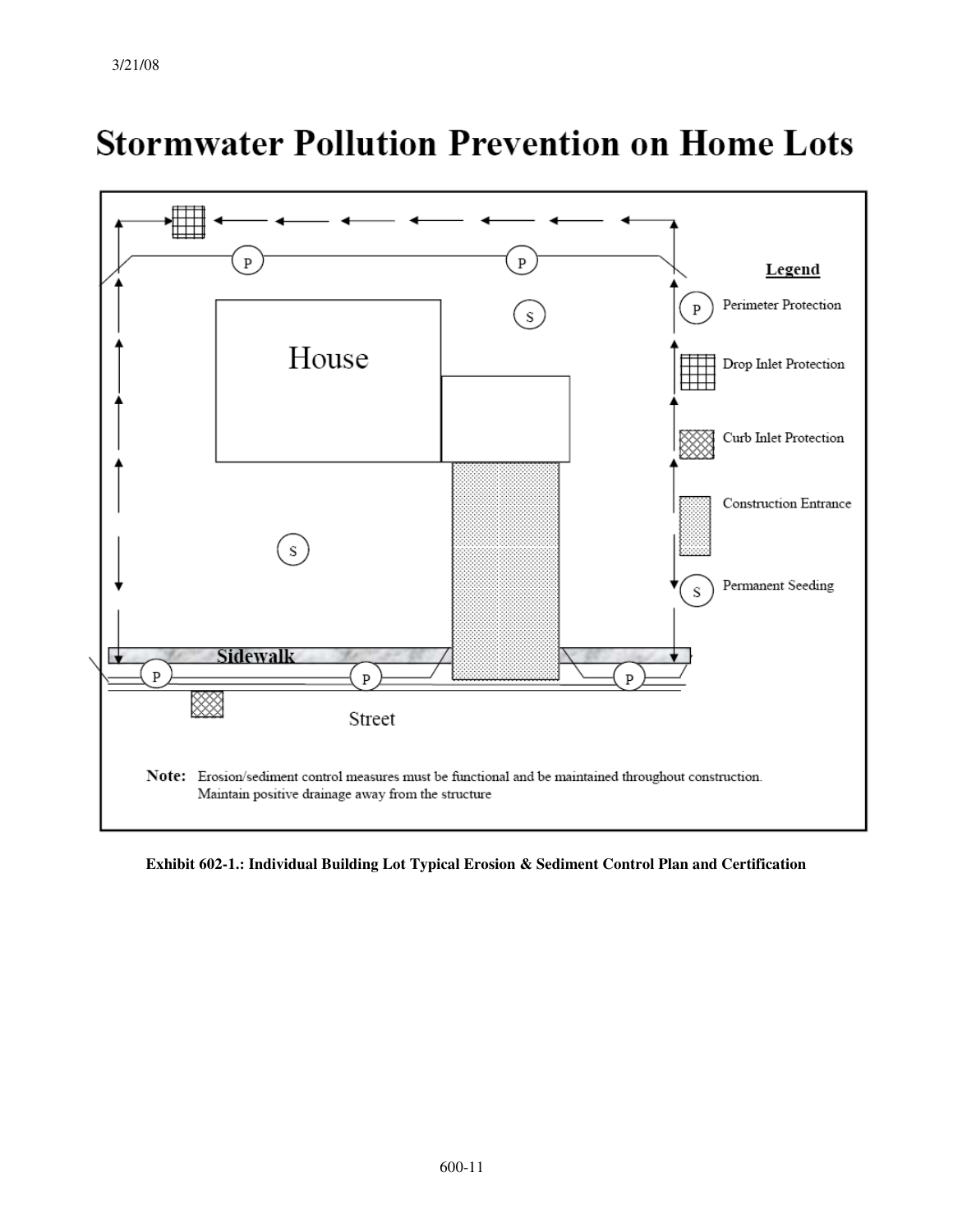# Stormwater Pollution Prevention on Home Lots

House

Sidewalk

Street

**Legend**

- (P) Perimeter Protection
- Drop Inlet Protection
- Curb Inlet Protection
- Construction Entrance
- (S) Permanent Seeding

**Note:** Erosion/sediment control measures must be functional and be maintained throughout construction.
Maintain positive drainage away from the structure

**Exhibit 602-1.: Individual Building Lot Typical Erosion & Sediment Control Plan and Certification**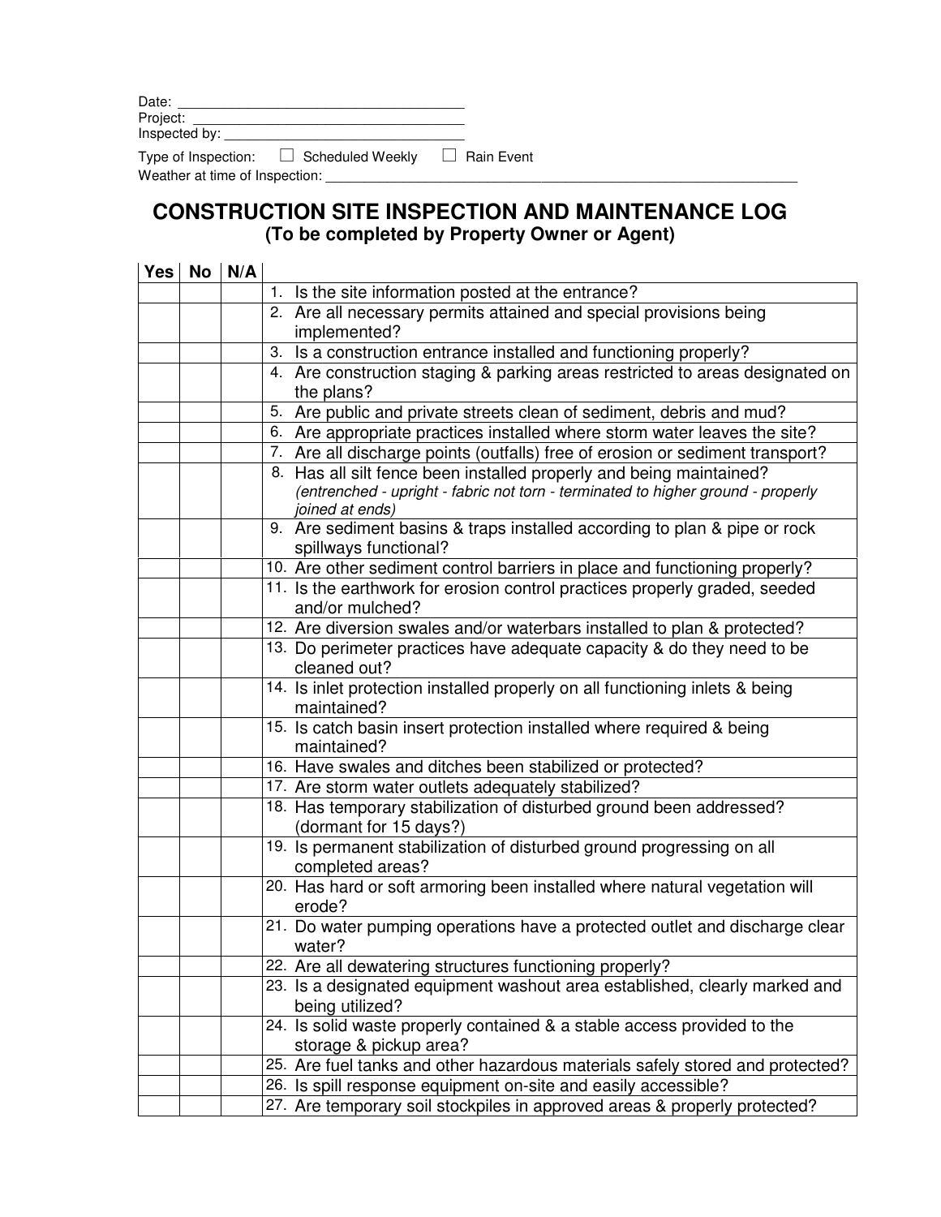Date: ___________________________________
Project: _________________________________
Inspected by: _____________________________

Type of Inspection: ☐ Scheduled Weekly ☐ Rain Event

Weather at time of Inspection: ___________________________________________________________

# CONSTRUCTION SITE INSPECTION AND MAINTENANCE LOG

## (To be completed by Property Owner or Agent)

| Yes | No | N/A | |
|---|---|---|---|
| | | | 1. Is the site information posted at the entrance? |
| | | | 2. Are all necessary permits attained and special provisions being implemented? |
| | | | 3. Is a construction entrance installed and functioning properly? |
| | | | 4. Are construction staging & parking areas restricted to areas designated on the plans? |
| | | | 5. Are public and private streets clean of sediment, debris and mud? |
| | | | 6. Are appropriate practices installed where storm water leaves the site? |
| | | | 7. Are all discharge points (outfalls) free of erosion or sediment transport? |
| | | | 8. Has all silt fence been installed properly and being maintained? *(entrenched - upright - fabric not torn - terminated to higher ground - properly joined at ends)* |
| | | | 9. Are sediment basins & traps installed according to plan & pipe or rock spillways functional? |
| | | | 10. Are other sediment control barriers in place and functioning properly? |
| | | | 11. Is the earthwork for erosion control practices properly graded, seeded and/or mulched? |
| | | | 12. Are diversion swales and/or waterbars installed to plan & protected? |
| | | | 13. Do perimeter practices have adequate capacity & do they need to be cleaned out? |
| | | | 14. Is inlet protection installed properly on all functioning inlets & being maintained? |
| | | | 15. Is catch basin insert protection installed where required & being maintained? |
| | | | 16. Have swales and ditches been stabilized or protected? |
| | | | 17. Are storm water outlets adequately stabilized? |
| | | | 18. Has temporary stabilization of disturbed ground been addressed? (dormant for 15 days?) |
| | | | 19. Is permanent stabilization of disturbed ground progressing on all completed areas? |
| | | | 20. Has hard or soft armoring been installed where natural vegetation will erode? |
| | | | 21. Do water pumping operations have a protected outlet and discharge clear water? |
| | | | 22. Are all dewatering structures functioning properly? |
| | | | 23. Is a designated equipment washout area established, clearly marked and being utilized? |
| | | | 24. Is solid waste properly contained & a stable access provided to the storage & pickup area? |
| | | | 25. Are fuel tanks and other hazardous materials safely stored and protected? |
| | | | 26. Is spill response equipment on-site and easily accessible? |
| | | | 27. Are temporary soil stockpiles in approved areas & properly protected? |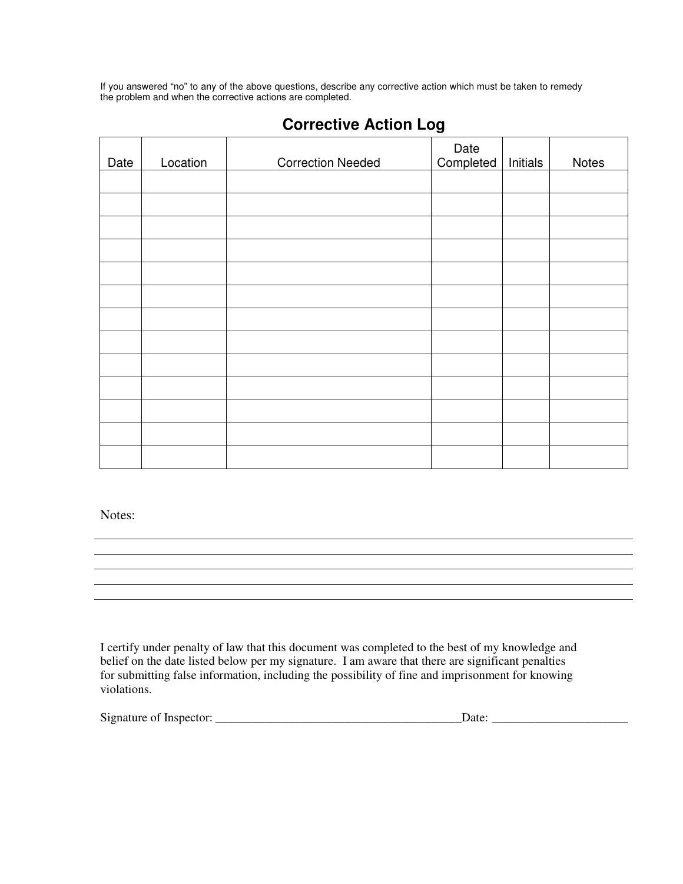If you answered "no" to any of the above questions, describe any corrective action which must be taken to remedy the problem and when the corrective actions are completed.

## Corrective Action Log

| Date | Location | Correction Needed | Date Completed | Initials | Notes |
|---|---|---|---|---|---|
| | | | | | |
| | | | | | |
| | | | | | |
| | | | | | |
| | | | | | |
| | | | | | |
| | | | | | |
| | | | | | |
| | | | | | |
| | | | | | |
| | | | | | |
| | | | | | |
| | | | | | |

Notes:

_______________________________________________________________________________

_______________________________________________________________________________

_______________________________________________________________________________

_______________________________________________________________________________

_______________________________________________________________________________

I certify under penalty of law that this document was completed to the best of my knowledge and belief on the date listed below per my signature. I am aware that there are significant penalties for submitting false information, including the possibility of fine and imprisonment for knowing violations.

Signature of Inspector: ________________________________________Date: ______________________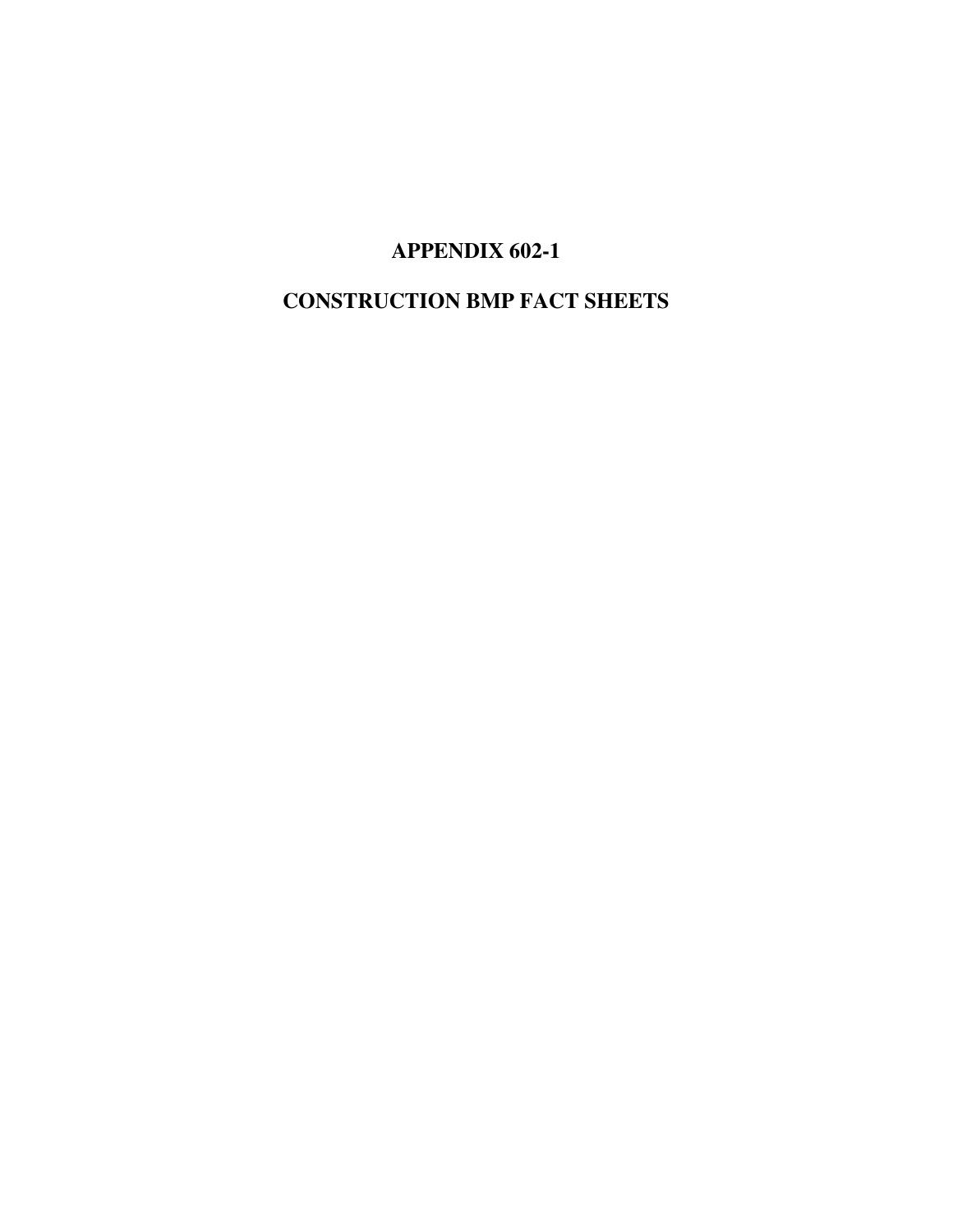# APPENDIX 602-1

# CONSTRUCTION BMP FACT SHEETS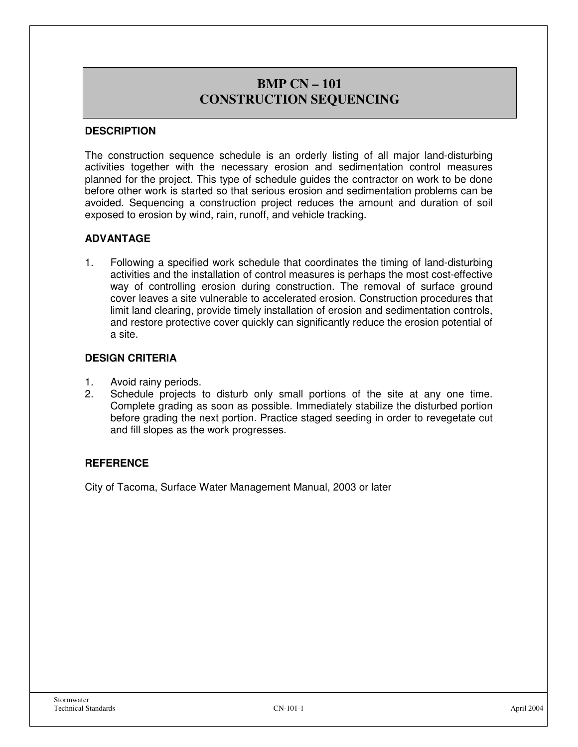# BMP CN – 101
# CONSTRUCTION SEQUENCING

### DESCRIPTION

The construction sequence schedule is an orderly listing of all major land-disturbing activities together with the necessary erosion and sedimentation control measures planned for the project. This type of schedule guides the contractor on work to be done before other work is started so that serious erosion and sedimentation problems can be avoided. Sequencing a construction project reduces the amount and duration of soil exposed to erosion by wind, rain, runoff, and vehicle tracking.

### ADVANTAGE

1. Following a specified work schedule that coordinates the timing of land-disturbing activities and the installation of control measures is perhaps the most cost-effective way of controlling erosion during construction. The removal of surface ground cover leaves a site vulnerable to accelerated erosion. Construction procedures that limit land clearing, provide timely installation of erosion and sedimentation controls, and restore protective cover quickly can significantly reduce the erosion potential of a site.

### DESIGN CRITERIA

1. Avoid rainy periods.
2. Schedule projects to disturb only small portions of the site at any one time. Complete grading as soon as possible. Immediately stabilize the disturbed portion before grading the next portion. Practice staged seeding in order to revegetate cut and fill slopes as the work progresses.

### REFERENCE

City of Tacoma, Surface Water Management Manual, 2003 or later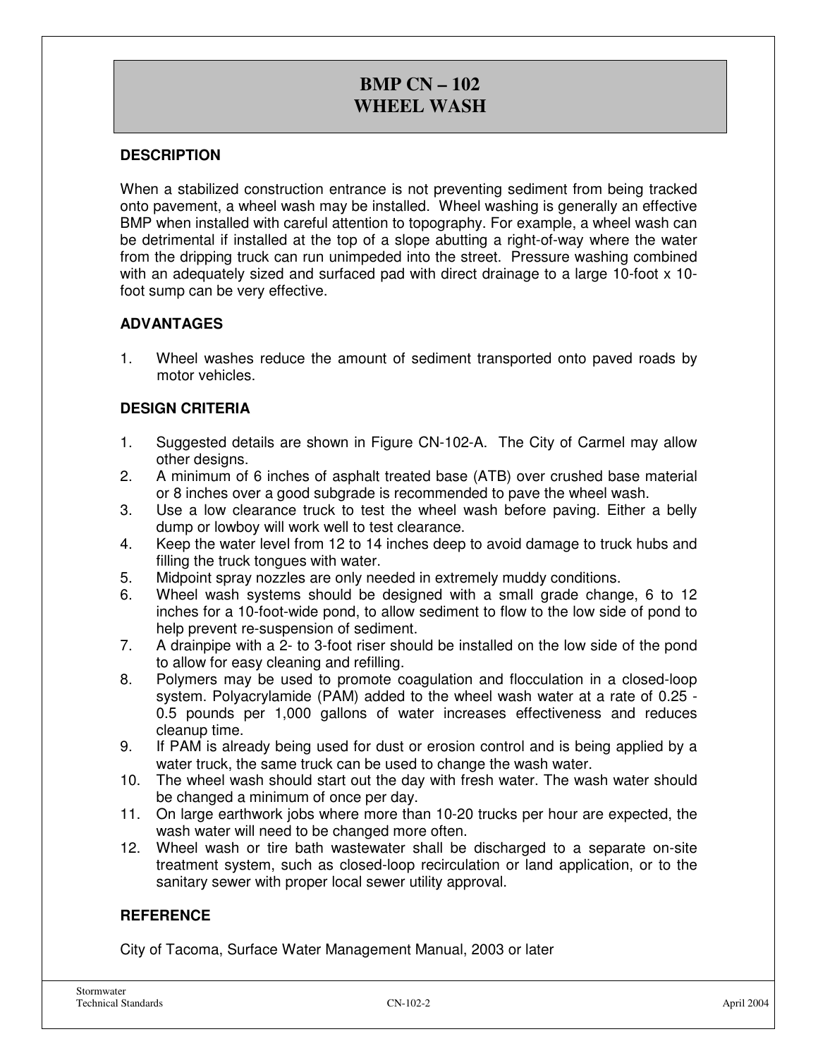# BMP CN – 102
# WHEEL WASH

## DESCRIPTION

When a stabilized construction entrance is not preventing sediment from being tracked onto pavement, a wheel wash may be installed. Wheel washing is generally an effective BMP when installed with careful attention to topography. For example, a wheel wash can be detrimental if installed at the top of a slope abutting a right-of-way where the water from the dripping truck can run unimpeded into the street. Pressure washing combined with an adequately sized and surfaced pad with direct drainage to a large 10-foot x 10-foot sump can be very effective.

## ADVANTAGES

1. Wheel washes reduce the amount of sediment transported onto paved roads by motor vehicles.

## DESIGN CRITERIA

1. Suggested details are shown in Figure CN-102-A. The City of Carmel may allow other designs.
2. A minimum of 6 inches of asphalt treated base (ATB) over crushed base material or 8 inches over a good subgrade is recommended to pave the wheel wash.
3. Use a low clearance truck to test the wheel wash before paving. Either a belly dump or lowboy will work well to test clearance.
4. Keep the water level from 12 to 14 inches deep to avoid damage to truck hubs and filling the truck tongues with water.
5. Midpoint spray nozzles are only needed in extremely muddy conditions.
6. Wheel wash systems should be designed with a small grade change, 6 to 12 inches for a 10-foot-wide pond, to allow sediment to flow to the low side of pond to help prevent re-suspension of sediment.
7. A drainpipe with a 2- to 3-foot riser should be installed on the low side of the pond to allow for easy cleaning and refilling.
8. Polymers may be used to promote coagulation and flocculation in a closed-loop system. Polyacrylamide (PAM) added to the wheel wash water at a rate of 0.25 - 0.5 pounds per 1,000 gallons of water increases effectiveness and reduces cleanup time.
9. If PAM is already being used for dust or erosion control and is being applied by a water truck, the same truck can be used to change the wash water.
10. The wheel wash should start out the day with fresh water. The wash water should be changed a minimum of once per day.
11. On large earthwork jobs where more than 10-20 trucks per hour are expected, the wash water will need to be changed more often.
12. Wheel wash or tire bath wastewater shall be discharged to a separate on-site treatment system, such as closed-loop recirculation or land application, or to the sanitary sewer with proper local sewer utility approval.

## REFERENCE

City of Tacoma, Surface Water Management Manual, 2003 or later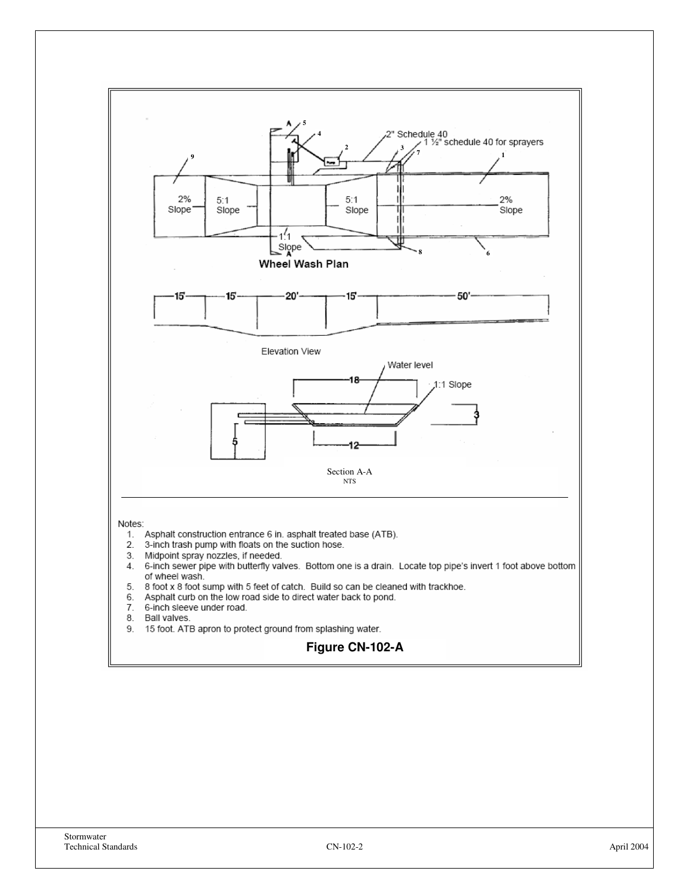Wheel Wash Plan

Elevation View

Section A-A
NTS

Notes:

1. Asphalt construction entrance 6 in. asphalt treated base (ATB).
2. 3-inch trash pump with floats on the suction hose.
3. Midpoint spray nozzles, if needed.
4. 6-inch sewer pipe with butterfly valves. Bottom one is a drain. Locate top pipe's invert 1 foot above bottom of wheel wash.
5. 8 foot x 8 foot sump with 5 feet of catch. Build so can be cleaned with trackhoe.
6. Asphalt curb on the low road side to direct water back to pond.
7. 6-inch sleeve under road.
8. Ball valves.
9. 15 foot. ATB apron to protect ground from splashing water.

**Figure CN-102-A**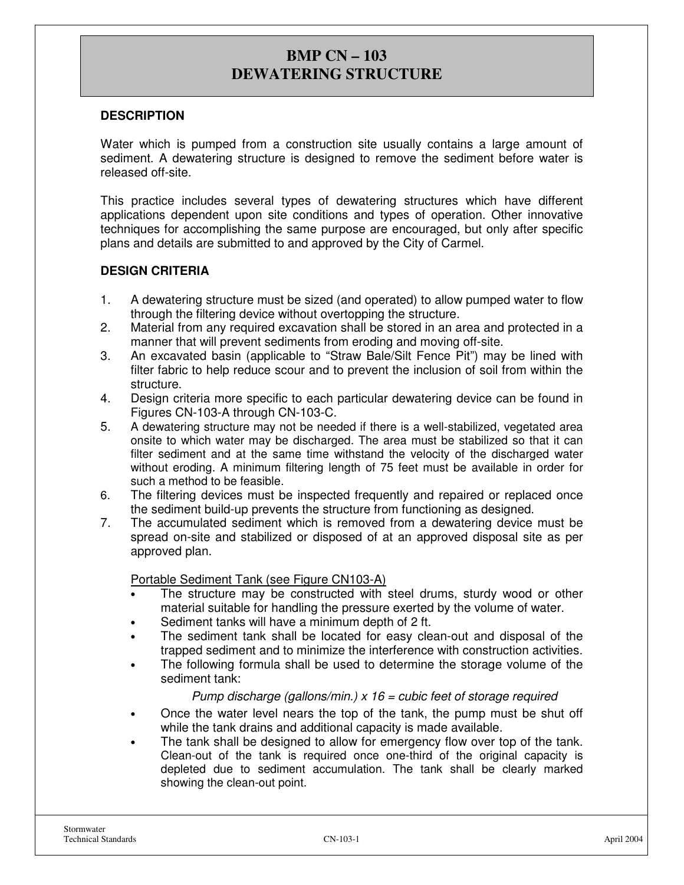# BMP CN – 103
# DEWATERING STRUCTURE

## DESCRIPTION

Water which is pumped from a construction site usually contains a large amount of sediment. A dewatering structure is designed to remove the sediment before water is released off-site.

This practice includes several types of dewatering structures which have different applications dependent upon site conditions and types of operation. Other innovative techniques for accomplishing the same purpose are encouraged, but only after specific plans and details are submitted to and approved by the City of Carmel.

## DESIGN CRITERIA

1. A dewatering structure must be sized (and operated) to allow pumped water to flow through the filtering device without overtopping the structure.
2. Material from any required excavation shall be stored in an area and protected in a manner that will prevent sediments from eroding and moving off-site.
3. An excavated basin (applicable to "Straw Bale/Silt Fence Pit") may be lined with filter fabric to help reduce scour and to prevent the inclusion of soil from within the structure.
4. Design criteria more specific to each particular dewatering device can be found in Figures CN-103-A through CN-103-C.
5. A dewatering structure may not be needed if there is a well-stabilized, vegetated area onsite to which water may be discharged. The area must be stabilized so that it can filter sediment and at the same time withstand the velocity of the discharged water without eroding. A minimum filtering length of 75 feet must be available in order for such a method to be feasible.
6. The filtering devices must be inspected frequently and repaired or replaced once the sediment build-up prevents the structure from functioning as designed.
7. The accumulated sediment which is removed from a dewatering device must be spread on-site and stabilized or disposed of at an approved disposal site as per approved plan.

<u>Portable Sediment Tank (see Figure CN103-A)</u>

- The structure may be constructed with steel drums, sturdy wood or other material suitable for handling the pressure exerted by the volume of water.
- Sediment tanks will have a minimum depth of 2 ft.
- The sediment tank shall be located for easy clean-out and disposal of the trapped sediment and to minimize the interference with construction activities.
- The following formula shall be used to determine the storage volume of the sediment tank:

  *Pump discharge (gallons/min.) x 16 = cubic feet of storage required*

- Once the water level nears the top of the tank, the pump must be shut off while the tank drains and additional capacity is made available.
- The tank shall be designed to allow for emergency flow over top of the tank. Clean-out of the tank is required once one-third of the original capacity is depleted due to sediment accumulation. The tank shall be clearly marked showing the clean-out point.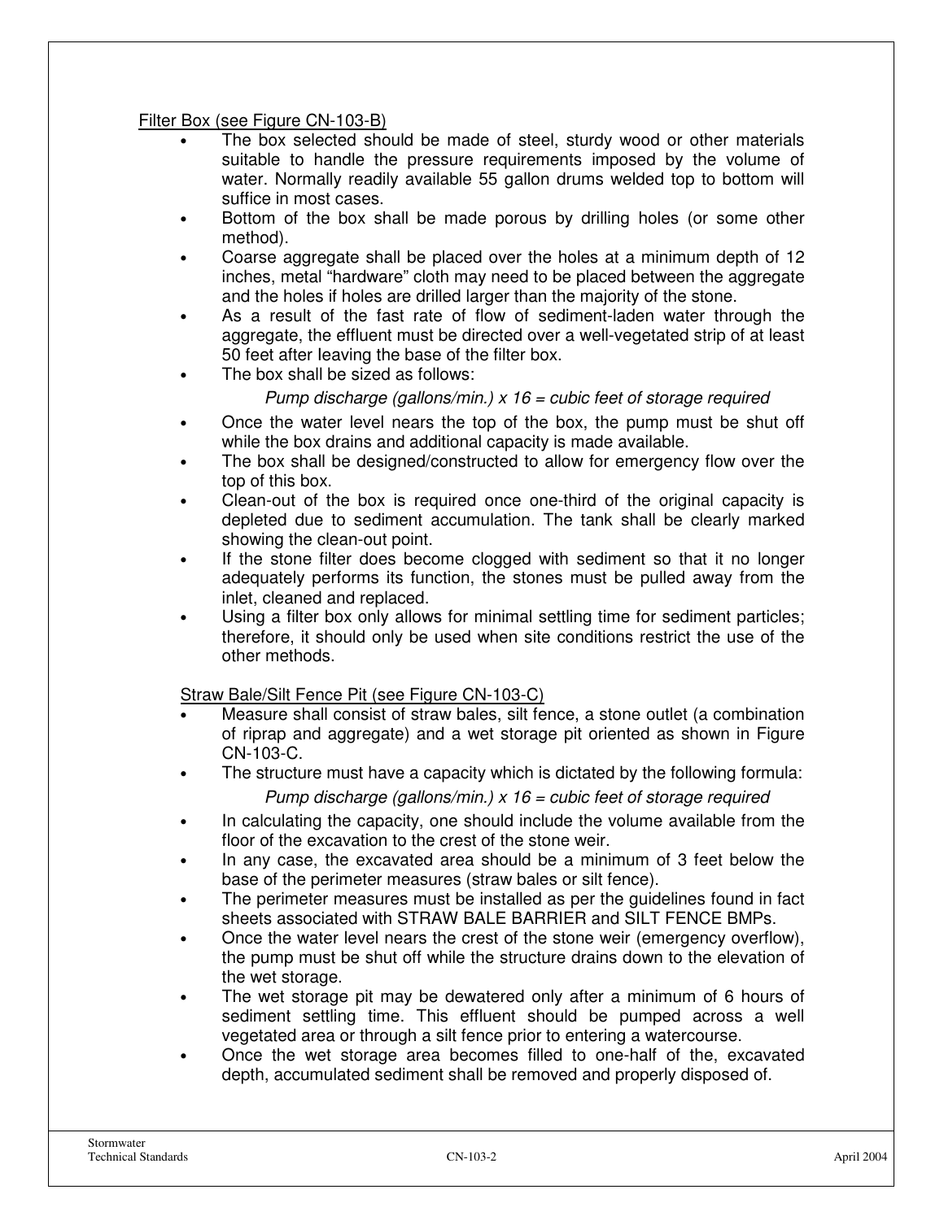Filter Box (see Figure CN-103-B)

- The box selected should be made of steel, sturdy wood or other materials suitable to handle the pressure requirements imposed by the volume of water. Normally readily available 55 gallon drums welded top to bottom will suffice in most cases.
- Bottom of the box shall be made porous by drilling holes (or some other method).
- Coarse aggregate shall be placed over the holes at a minimum depth of 12 inches, metal "hardware" cloth may need to be placed between the aggregate and the holes if holes are drilled larger than the majority of the stone.
- As a result of the fast rate of flow of sediment-laden water through the aggregate, the effluent must be directed over a well-vegetated strip of at least 50 feet after leaving the base of the filter box.
- The box shall be sized as follows:

  *Pump discharge (gallons/min.) x 16 = cubic feet of storage required*

- Once the water level nears the top of the box, the pump must be shut off while the box drains and additional capacity is made available.
- The box shall be designed/constructed to allow for emergency flow over the top of this box.
- Clean-out of the box is required once one-third of the original capacity is depleted due to sediment accumulation. The tank shall be clearly marked showing the clean-out point.
- If the stone filter does become clogged with sediment so that it no longer adequately performs its function, the stones must be pulled away from the inlet, cleaned and replaced.
- Using a filter box only allows for minimal settling time for sediment particles; therefore, it should only be used when site conditions restrict the use of the other methods.

Straw Bale/Silt Fence Pit (see Figure CN-103-C)

- Measure shall consist of straw bales, silt fence, a stone outlet (a combination of riprap and aggregate) and a wet storage pit oriented as shown in Figure CN-103-C.
- The structure must have a capacity which is dictated by the following formula:

  *Pump discharge (gallons/min.) x 16 = cubic feet of storage required*

- In calculating the capacity, one should include the volume available from the floor of the excavation to the crest of the stone weir.
- In any case, the excavated area should be a minimum of 3 feet below the base of the perimeter measures (straw bales or silt fence).
- The perimeter measures must be installed as per the guidelines found in fact sheets associated with STRAW BALE BARRIER and SILT FENCE BMPs.
- Once the water level nears the crest of the stone weir (emergency overflow), the pump must be shut off while the structure drains down to the elevation of the wet storage.
- The wet storage pit may be dewatered only after a minimum of 6 hours of sediment settling time. This effluent should be pumped across a well vegetated area or through a silt fence prior to entering a watercourse.
- Once the wet storage area becomes filled to one-half of the, excavated depth, accumulated sediment shall be removed and properly disposed of.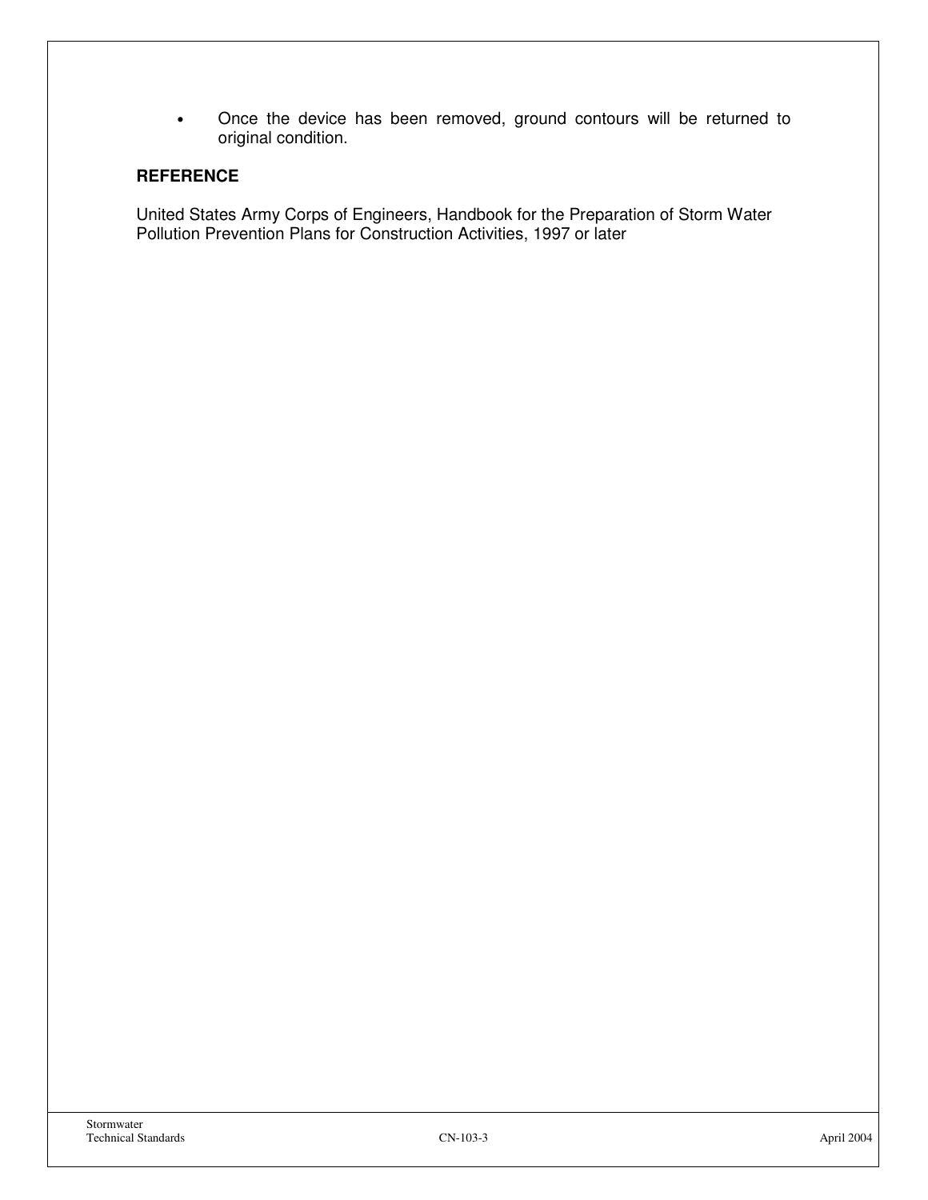- Once the device has been removed, ground contours will be returned to original condition.

### REFERENCE

United States Army Corps of Engineers, Handbook for the Preparation of Storm Water Pollution Prevention Plans for Construction Activities, 1997 or later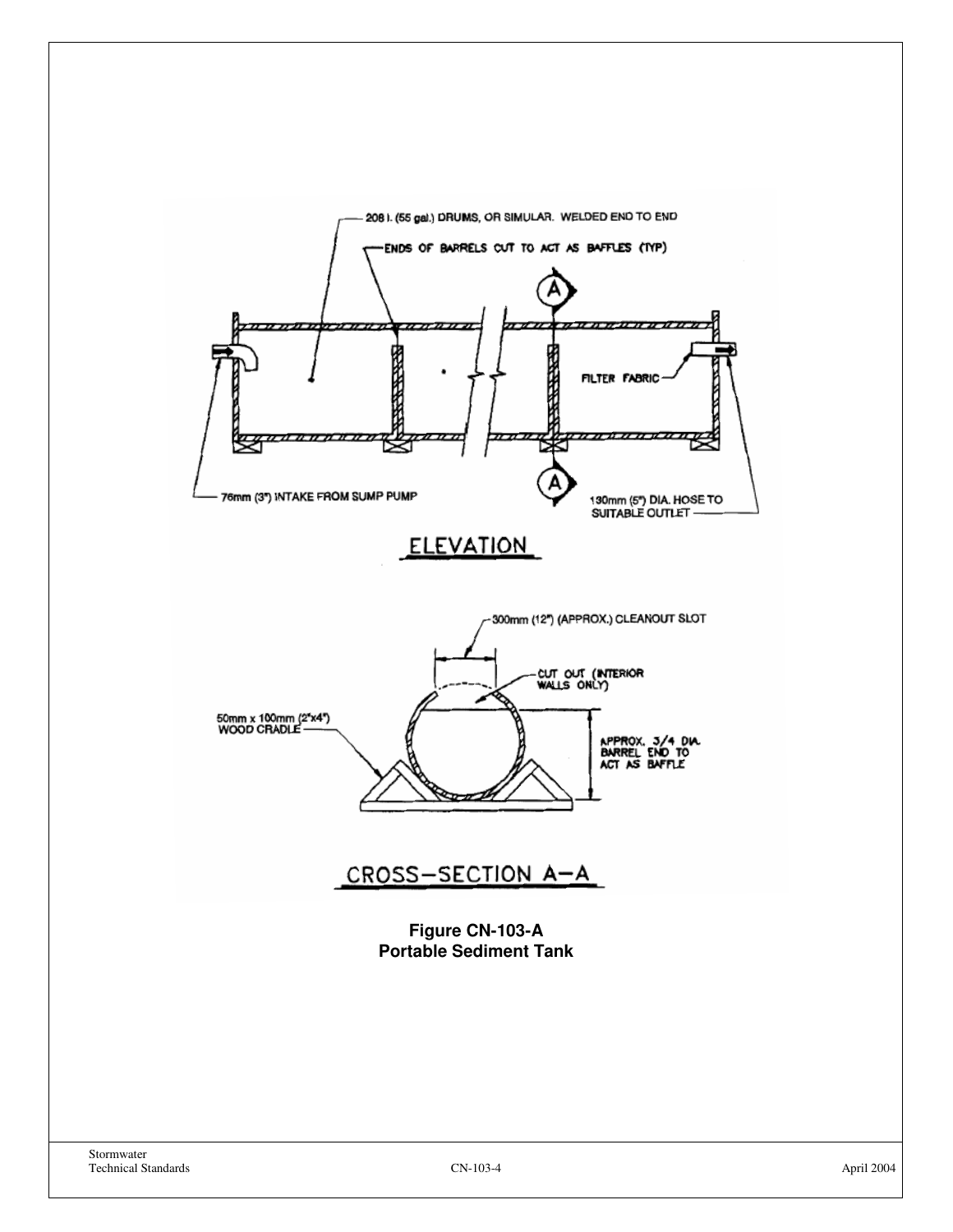208 l. (55 gal.) DRUMS, OR SIMULAR. WELDED END TO END

ENDS OF BARRELS CUT TO ACT AS BAFFLES (TYP)

A

FILTER FABRIC

A

76mm (3") INTAKE FROM SUMP PUMP

130mm (5") DIA. HOSE TO SUITABLE OUTLET

ELEVATION

300mm (12") (APPROX.) CLEANOUT SLOT

CUT OUT (INTERIOR WALLS ONLY)

50mm x 100mm (2"x4") WOOD CRADLE

APPROX. 3/4 DIA. BARREL END TO ACT AS BAFFLE

CROSS-SECTION A-A

**Figure CN-103-A**
**Portable Sediment Tank**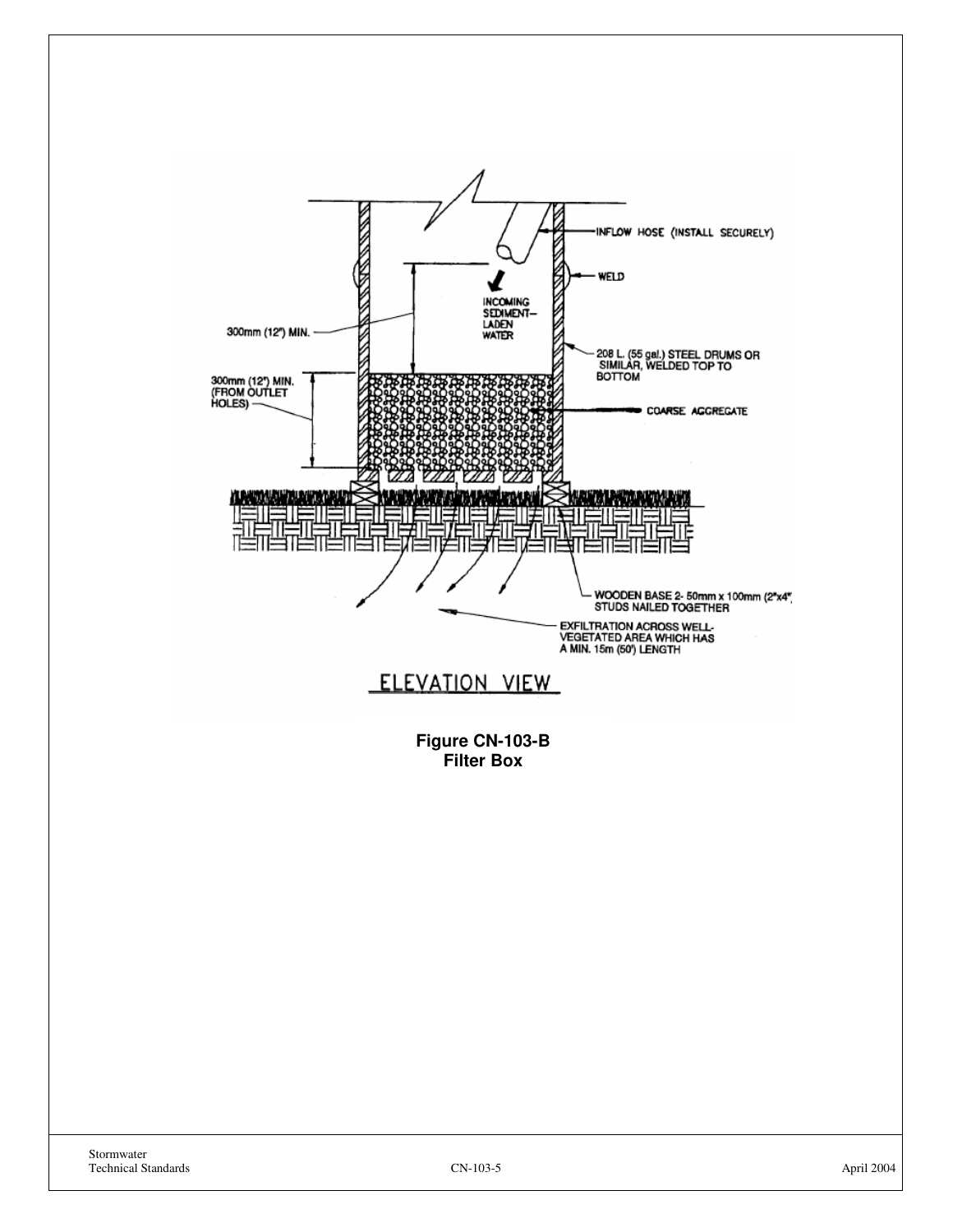Figure CN-103-B
Filter Box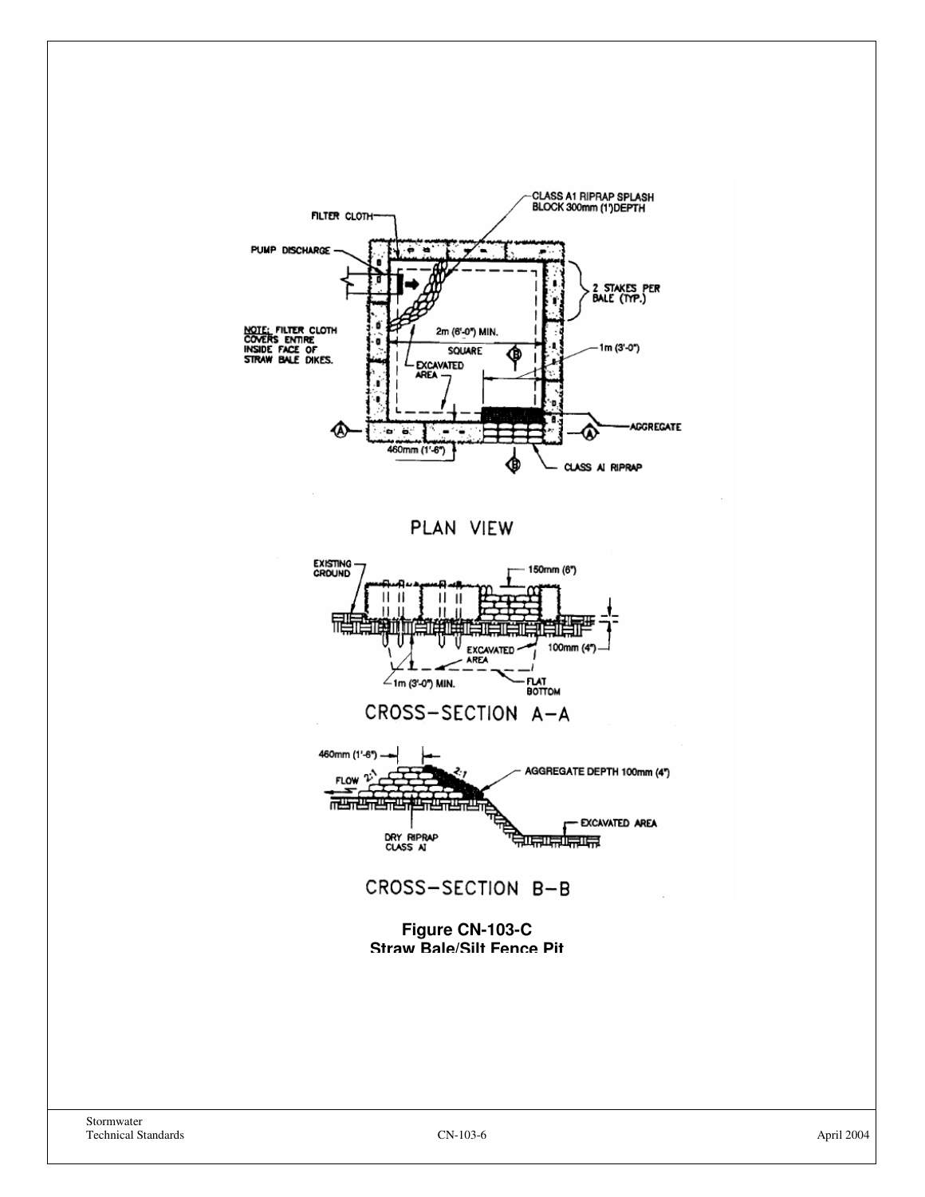PLAN VIEW

CROSS-SECTION A-A

CROSS-SECTION B-B

**Figure CN-103-C**
**Straw Bale/Silt Fence Pit**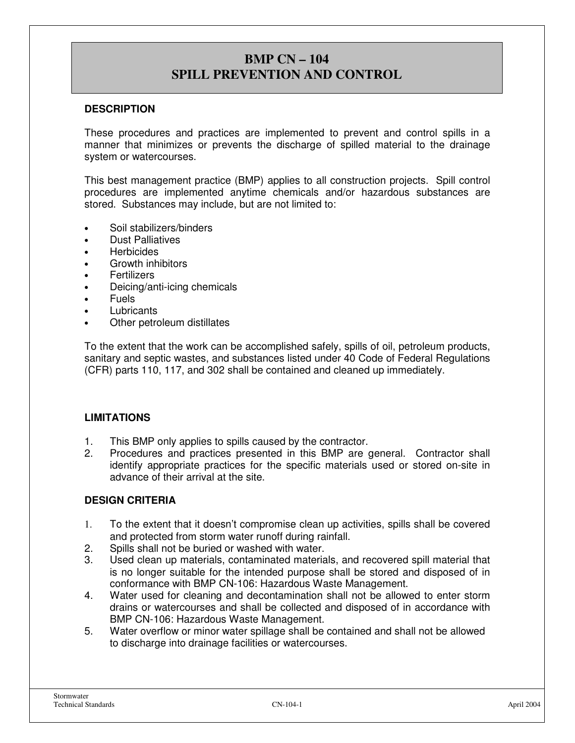# BMP CN – 104
# SPILL PREVENTION AND CONTROL

## DESCRIPTION

These procedures and practices are implemented to prevent and control spills in a manner that minimizes or prevents the discharge of spilled material to the drainage system or watercourses.

This best management practice (BMP) applies to all construction projects. Spill control procedures are implemented anytime chemicals and/or hazardous substances are stored. Substances may include, but are not limited to:

- Soil stabilizers/binders
- Dust Palliatives
- Herbicides
- Growth inhibitors
- Fertilizers
- Deicing/anti-icing chemicals
- Fuels
- Lubricants
- Other petroleum distillates

To the extent that the work can be accomplished safely, spills of oil, petroleum products, sanitary and septic wastes, and substances listed under 40 Code of Federal Regulations (CFR) parts 110, 117, and 302 shall be contained and cleaned up immediately.

## LIMITATIONS

1. This BMP only applies to spills caused by the contractor.
2. Procedures and practices presented in this BMP are general. Contractor shall identify appropriate practices for the specific materials used or stored on-site in advance of their arrival at the site.

## DESIGN CRITERIA

1. To the extent that it doesn't compromise clean up activities, spills shall be covered and protected from storm water runoff during rainfall.
2. Spills shall not be buried or washed with water.
3. Used clean up materials, contaminated materials, and recovered spill material that is no longer suitable for the intended purpose shall be stored and disposed of in conformance with BMP CN-106: Hazardous Waste Management.
4. Water used for cleaning and decontamination shall not be allowed to enter storm drains or watercourses and shall be collected and disposed of in accordance with BMP CN-106: Hazardous Waste Management.
5. Water overflow or minor water spillage shall be contained and shall not be allowed to discharge into drainage facilities or watercourses.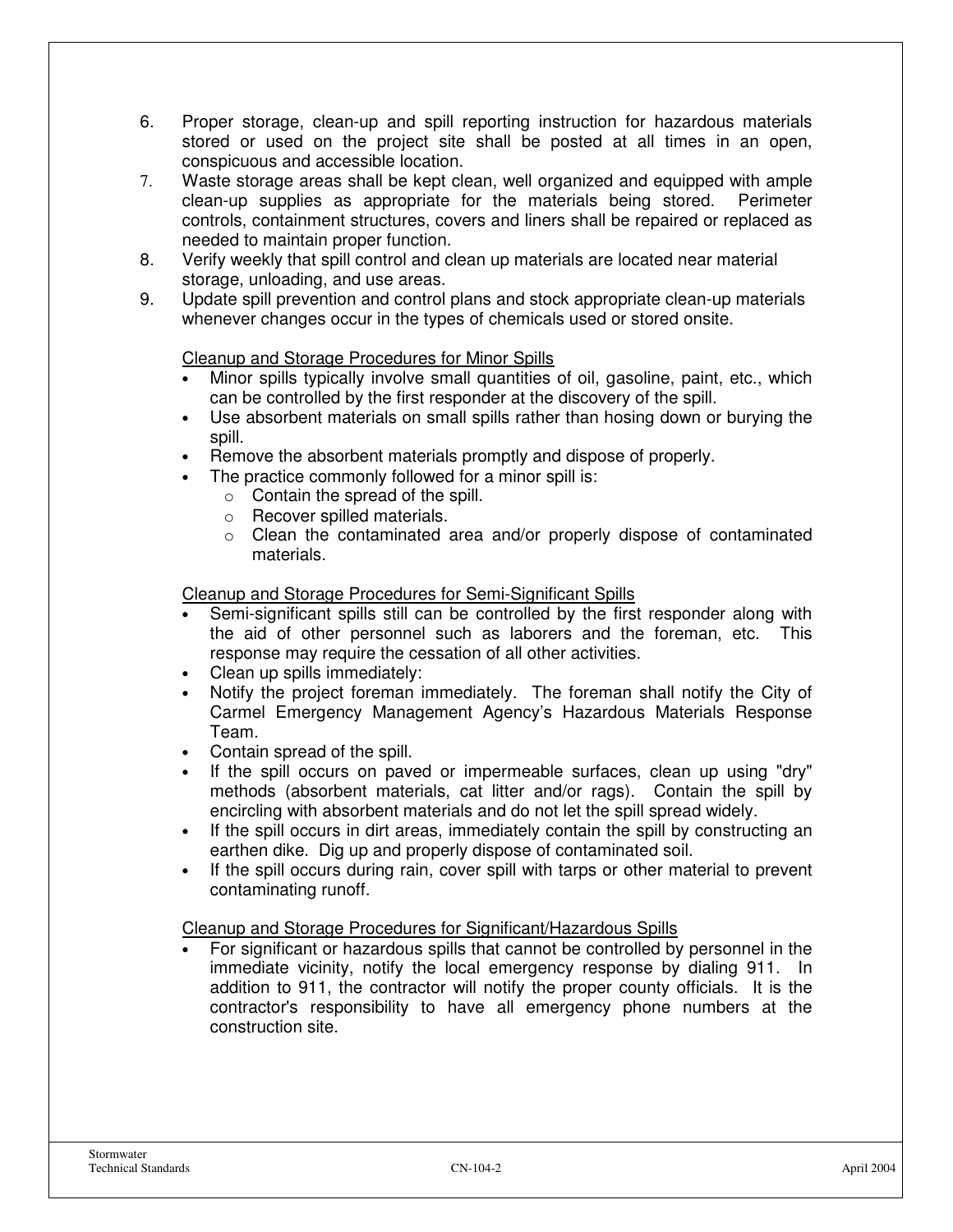6. Proper storage, clean-up and spill reporting instruction for hazardous materials stored or used on the project site shall be posted at all times in an open, conspicuous and accessible location.
7. Waste storage areas shall be kept clean, well organized and equipped with ample clean-up supplies as appropriate for the materials being stored. Perimeter controls, containment structures, covers and liners shall be repaired or replaced as needed to maintain proper function.
8. Verify weekly that spill control and clean up materials are located near material storage, unloading, and use areas.
9. Update spill prevention and control plans and stock appropriate clean-up materials whenever changes occur in the types of chemicals used or stored onsite.

<u>Cleanup and Storage Procedures for Minor Spills</u>

- Minor spills typically involve small quantities of oil, gasoline, paint, etc., which can be controlled by the first responder at the discovery of the spill.
- Use absorbent materials on small spills rather than hosing down or burying the spill.
- Remove the absorbent materials promptly and dispose of properly.
- The practice commonly followed for a minor spill is:
  - Contain the spread of the spill.
  - Recover spilled materials.
  - Clean the contaminated area and/or properly dispose of contaminated materials.

<u>Cleanup and Storage Procedures for Semi-Significant Spills</u>

- Semi-significant spills still can be controlled by the first responder along with the aid of other personnel such as laborers and the foreman, etc. This response may require the cessation of all other activities.
- Clean up spills immediately:
- Notify the project foreman immediately. The foreman shall notify the City of Carmel Emergency Management Agency's Hazardous Materials Response Team.
- Contain spread of the spill.
- If the spill occurs on paved or impermeable surfaces, clean up using "dry" methods (absorbent materials, cat litter and/or rags). Contain the spill by encircling with absorbent materials and do not let the spill spread widely.
- If the spill occurs in dirt areas, immediately contain the spill by constructing an earthen dike. Dig up and properly dispose of contaminated soil.
- If the spill occurs during rain, cover spill with tarps or other material to prevent contaminating runoff.

<u>Cleanup and Storage Procedures for Significant/Hazardous Spills</u>

- For significant or hazardous spills that cannot be controlled by personnel in the immediate vicinity, notify the local emergency response by dialing 911. In addition to 911, the contractor will notify the proper county officials. It is the contractor's responsibility to have all emergency phone numbers at the construction site.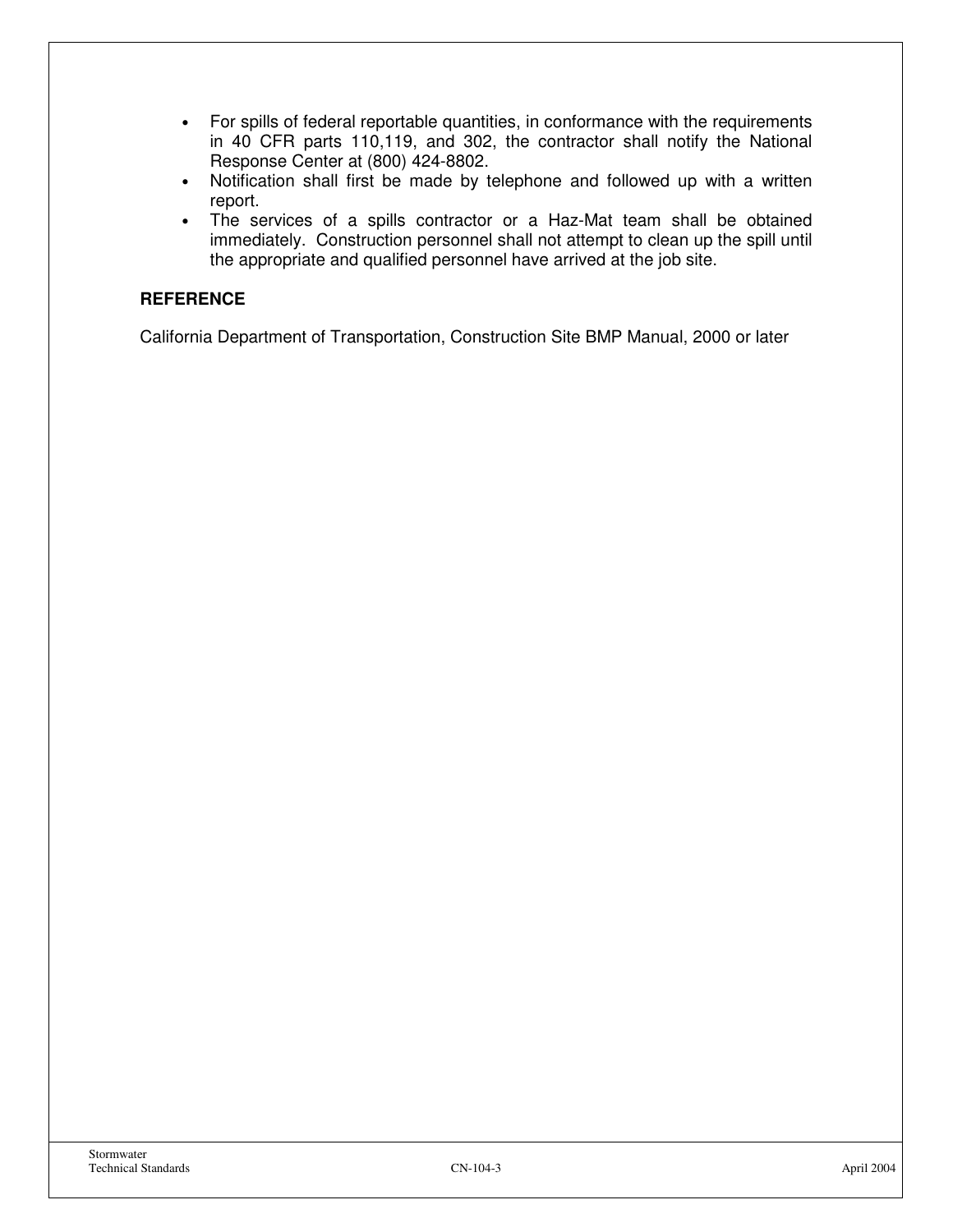- For spills of federal reportable quantities, in conformance with the requirements in 40 CFR parts 110,119, and 302, the contractor shall notify the National Response Center at (800) 424-8802.
- Notification shall first be made by telephone and followed up with a written report.
- The services of a spills contractor or a Haz-Mat team shall be obtained immediately. Construction personnel shall not attempt to clean up the spill until the appropriate and qualified personnel have arrived at the job site.

**REFERENCE**

California Department of Transportation, Construction Site BMP Manual, 2000 or later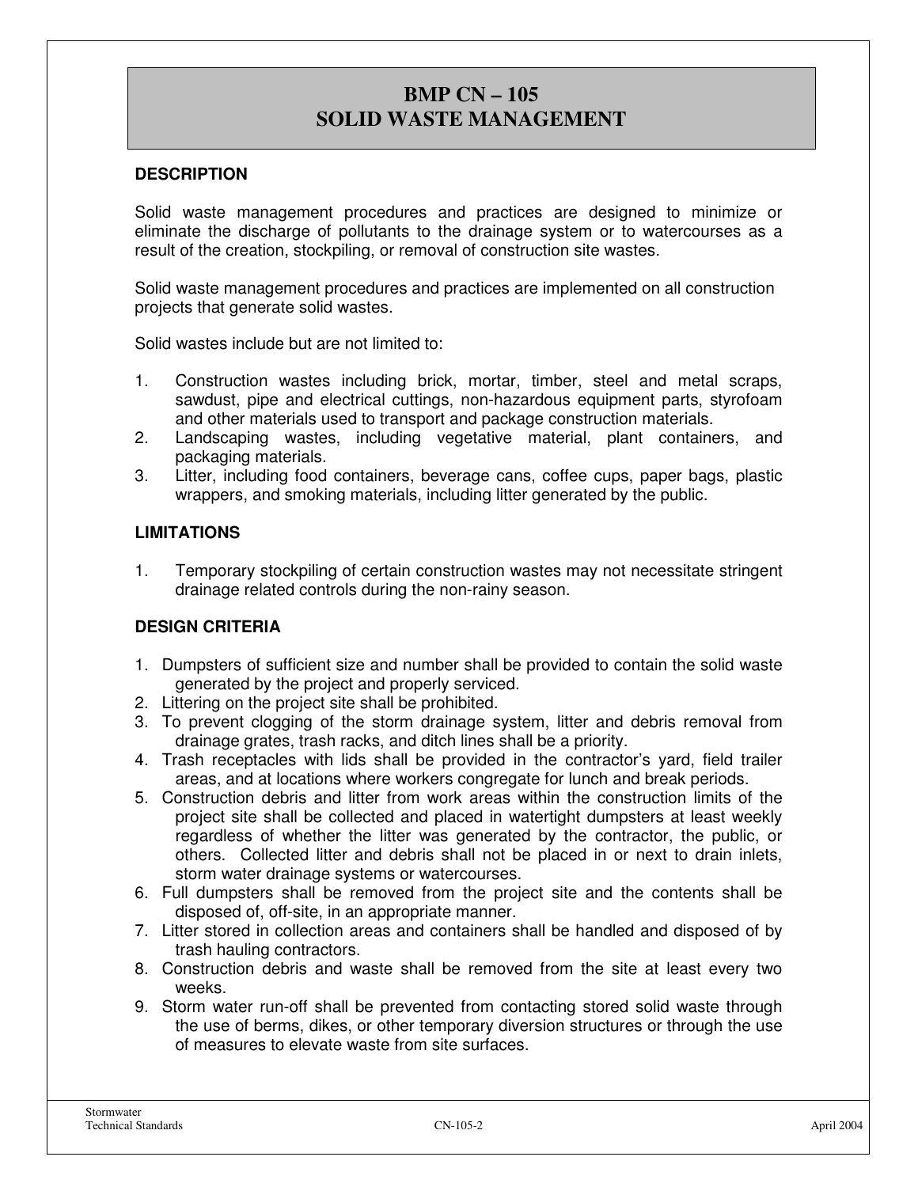# BMP CN – 105
# SOLID WASTE MANAGEMENT

## DESCRIPTION

Solid waste management procedures and practices are designed to minimize or eliminate the discharge of pollutants to the drainage system or to watercourses as a result of the creation, stockpiling, or removal of construction site wastes.

Solid waste management procedures and practices are implemented on all construction projects that generate solid wastes.

Solid wastes include but are not limited to:

1. Construction wastes including brick, mortar, timber, steel and metal scraps, sawdust, pipe and electrical cuttings, non-hazardous equipment parts, styrofoam and other materials used to transport and package construction materials.
2. Landscaping wastes, including vegetative material, plant containers, and packaging materials.
3. Litter, including food containers, beverage cans, coffee cups, paper bags, plastic wrappers, and smoking materials, including litter generated by the public.

## LIMITATIONS

1. Temporary stockpiling of certain construction wastes may not necessitate stringent drainage related controls during the non-rainy season.

## DESIGN CRITERIA

1. Dumpsters of sufficient size and number shall be provided to contain the solid waste generated by the project and properly serviced.
2. Littering on the project site shall be prohibited.
3. To prevent clogging of the storm drainage system, litter and debris removal from drainage grates, trash racks, and ditch lines shall be a priority.
4. Trash receptacles with lids shall be provided in the contractor's yard, field trailer areas, and at locations where workers congregate for lunch and break periods.
5. Construction debris and litter from work areas within the construction limits of the project site shall be collected and placed in watertight dumpsters at least weekly regardless of whether the litter was generated by the contractor, the public, or others. Collected litter and debris shall not be placed in or next to drain inlets, storm water drainage systems or watercourses.
6. Full dumpsters shall be removed from the project site and the contents shall be disposed of, off-site, in an appropriate manner.
7. Litter stored in collection areas and containers shall be handled and disposed of by trash hauling contractors.
8. Construction debris and waste shall be removed from the site at least every two weeks.
9. Storm water run-off shall be prevented from contacting stored solid waste through the use of berms, dikes, or other temporary diversion structures or through the use of measures to elevate waste from site surfaces.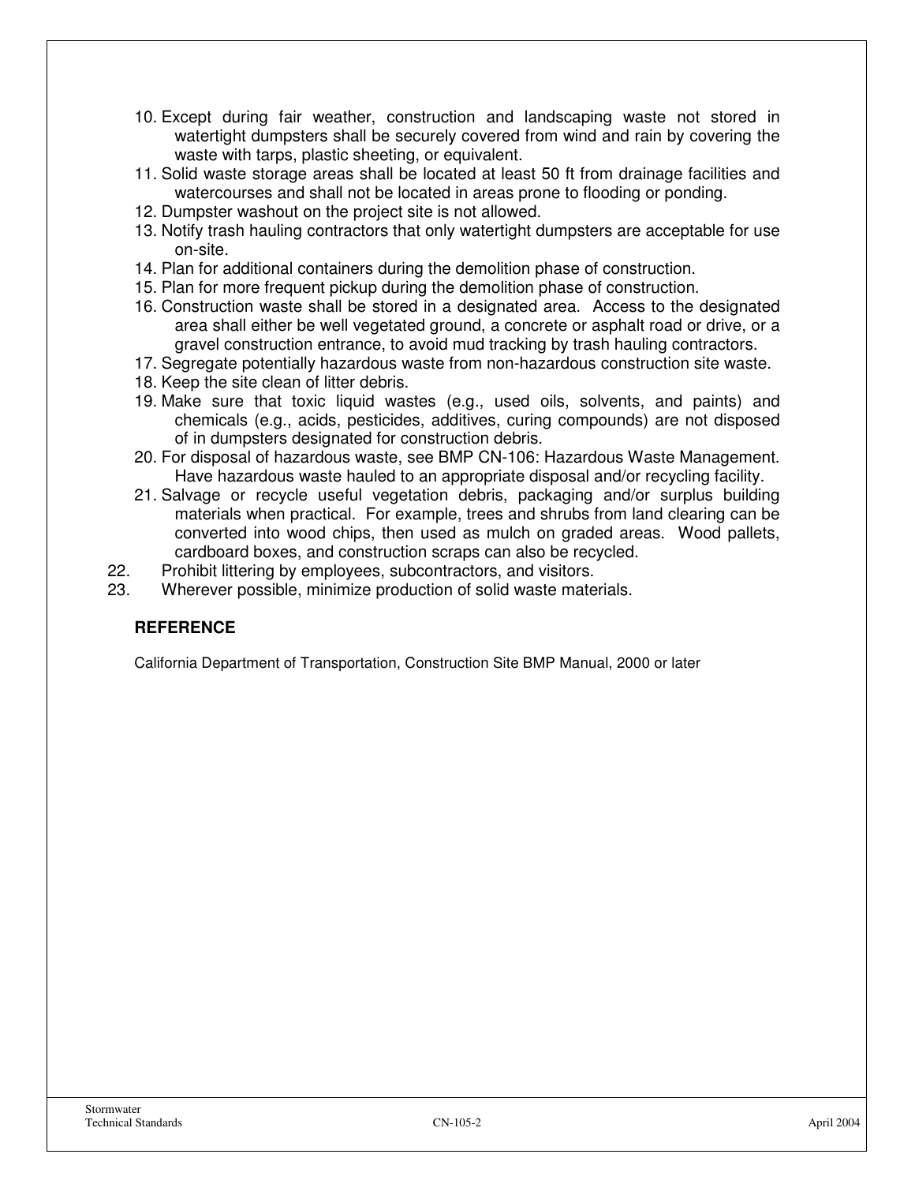10. Except during fair weather, construction and landscaping waste not stored in watertight dumpsters shall be securely covered from wind and rain by covering the waste with tarps, plastic sheeting, or equivalent.
11. Solid waste storage areas shall be located at least 50 ft from drainage facilities and watercourses and shall not be located in areas prone to flooding or ponding.
12. Dumpster washout on the project site is not allowed.
13. Notify trash hauling contractors that only watertight dumpsters are acceptable for use on-site.
14. Plan for additional containers during the demolition phase of construction.
15. Plan for more frequent pickup during the demolition phase of construction.
16. Construction waste shall be stored in a designated area. Access to the designated area shall either be well vegetated ground, a concrete or asphalt road or drive, or a gravel construction entrance, to avoid mud tracking by trash hauling contractors.
17. Segregate potentially hazardous waste from non-hazardous construction site waste.
18. Keep the site clean of litter debris.
19. Make sure that toxic liquid wastes (e.g., used oils, solvents, and paints) and chemicals (e.g., acids, pesticides, additives, curing compounds) are not disposed of in dumpsters designated for construction debris.
20. For disposal of hazardous waste, see BMP CN-106: Hazardous Waste Management. Have hazardous waste hauled to an appropriate disposal and/or recycling facility.
21. Salvage or recycle useful vegetation debris, packaging and/or surplus building materials when practical. For example, trees and shrubs from land clearing can be converted into wood chips, then used as mulch on graded areas. Wood pallets, cardboard boxes, and construction scraps can also be recycled.
22. Prohibit littering by employees, subcontractors, and visitors.
23. Wherever possible, minimize production of solid waste materials.

**REFERENCE**

California Department of Transportation, Construction Site BMP Manual, 2000 or later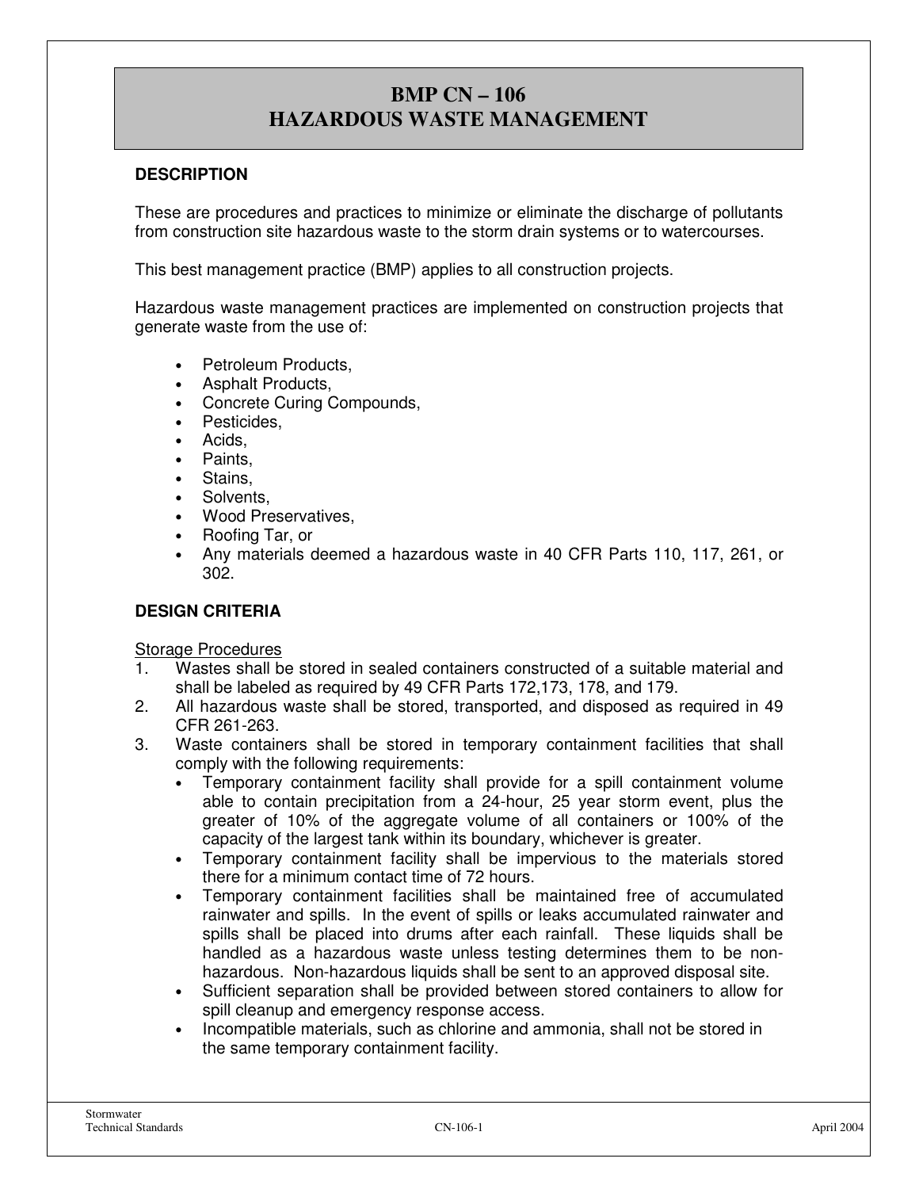# BMP CN – 106
# HAZARDOUS WASTE MANAGEMENT

## DESCRIPTION

These are procedures and practices to minimize or eliminate the discharge of pollutants from construction site hazardous waste to the storm drain systems or to watercourses.

This best management practice (BMP) applies to all construction projects.

Hazardous waste management practices are implemented on construction projects that generate waste from the use of:

- Petroleum Products,
- Asphalt Products,
- Concrete Curing Compounds,
- Pesticides,
- Acids,
- Paints,
- Stains,
- Solvents,
- Wood Preservatives,
- Roofing Tar, or
- Any materials deemed a hazardous waste in 40 CFR Parts 110, 117, 261, or 302.

## DESIGN CRITERIA

Storage Procedures

1. Wastes shall be stored in sealed containers constructed of a suitable material and shall be labeled as required by 49 CFR Parts 172,173, 178, and 179.
2. All hazardous waste shall be stored, transported, and disposed as required in 49 CFR 261-263.
3. Waste containers shall be stored in temporary containment facilities that shall comply with the following requirements:
   - Temporary containment facility shall provide for a spill containment volume able to contain precipitation from a 24-hour, 25 year storm event, plus the greater of 10% of the aggregate volume of all containers or 100% of the capacity of the largest tank within its boundary, whichever is greater.
   - Temporary containment facility shall be impervious to the materials stored there for a minimum contact time of 72 hours.
   - Temporary containment facilities shall be maintained free of accumulated rainwater and spills. In the event of spills or leaks accumulated rainwater and spills shall be placed into drums after each rainfall. These liquids shall be handled as a hazardous waste unless testing determines them to be non-hazardous. Non-hazardous liquids shall be sent to an approved disposal site.
   - Sufficient separation shall be provided between stored containers to allow for spill cleanup and emergency response access.
   - Incompatible materials, such as chlorine and ammonia, shall not be stored in the same temporary containment facility.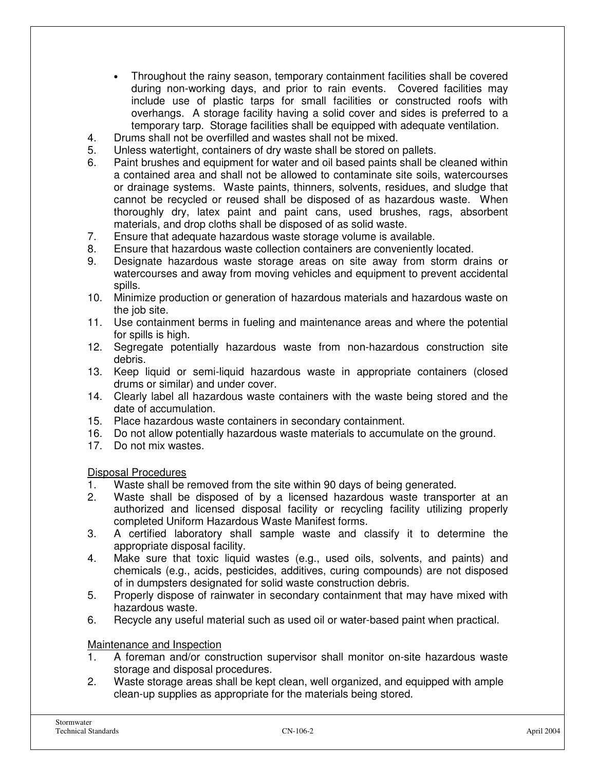- Throughout the rainy season, temporary containment facilities shall be covered during non-working days, and prior to rain events. Covered facilities may include use of plastic tarps for small facilities or constructed roofs with overhangs. A storage facility having a solid cover and sides is preferred to a temporary tarp. Storage facilities shall be equipped with adequate ventilation.

4. Drums shall not be overfilled and wastes shall not be mixed.
5. Unless watertight, containers of dry waste shall be stored on pallets.
6. Paint brushes and equipment for water and oil based paints shall be cleaned within a contained area and shall not be allowed to contaminate site soils, watercourses or drainage systems. Waste paints, thinners, solvents, residues, and sludge that cannot be recycled or reused shall be disposed of as hazardous waste. When thoroughly dry, latex paint and paint cans, used brushes, rags, absorbent materials, and drop cloths shall be disposed of as solid waste.
7. Ensure that adequate hazardous waste storage volume is available.
8. Ensure that hazardous waste collection containers are conveniently located.
9. Designate hazardous waste storage areas on site away from storm drains or watercourses and away from moving vehicles and equipment to prevent accidental spills.
10. Minimize production or generation of hazardous materials and hazardous waste on the job site.
11. Use containment berms in fueling and maintenance areas and where the potential for spills is high.
12. Segregate potentially hazardous waste from non-hazardous construction site debris.
13. Keep liquid or semi-liquid hazardous waste in appropriate containers (closed drums or similar) and under cover.
14. Clearly label all hazardous waste containers with the waste being stored and the date of accumulation.
15. Place hazardous waste containers in secondary containment.
16. Do not allow potentially hazardous waste materials to accumulate on the ground.
17. Do not mix wastes.

Disposal Procedures

1. Waste shall be removed from the site within 90 days of being generated.
2. Waste shall be disposed of by a licensed hazardous waste transporter at an authorized and licensed disposal facility or recycling facility utilizing properly completed Uniform Hazardous Waste Manifest forms.
3. A certified laboratory shall sample waste and classify it to determine the appropriate disposal facility.
4. Make sure that toxic liquid wastes (e.g., used oils, solvents, and paints) and chemicals (e.g., acids, pesticides, additives, curing compounds) are not disposed of in dumpsters designated for solid waste construction debris.
5. Properly dispose of rainwater in secondary containment that may have mixed with hazardous waste.
6. Recycle any useful material such as used oil or water-based paint when practical.

Maintenance and Inspection

1. A foreman and/or construction supervisor shall monitor on-site hazardous waste storage and disposal procedures.
2. Waste storage areas shall be kept clean, well organized, and equipped with ample clean-up supplies as appropriate for the materials being stored.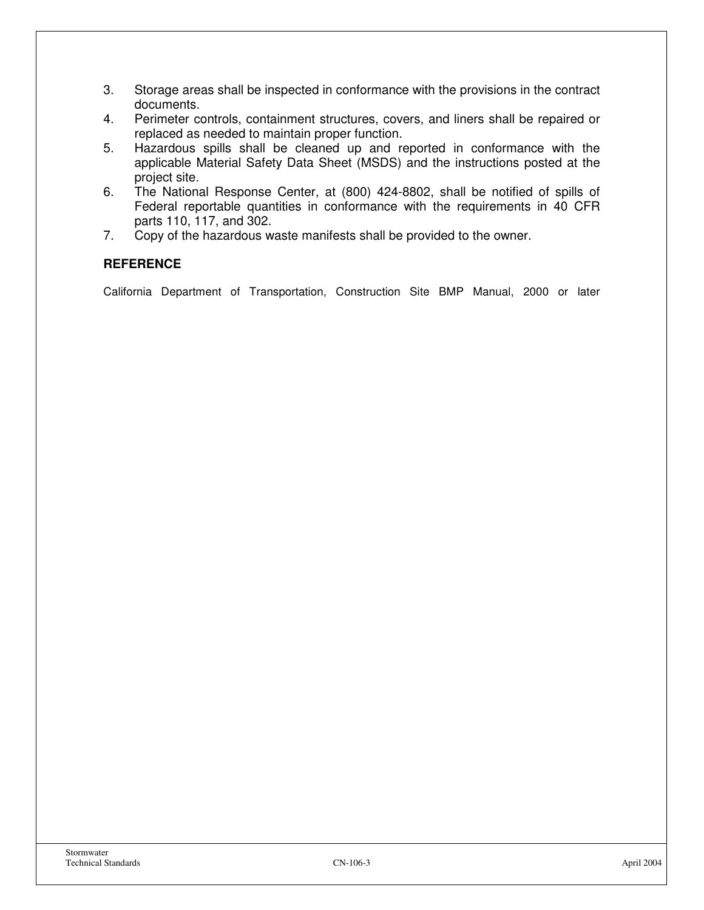3. Storage areas shall be inspected in conformance with the provisions in the contract documents.
4. Perimeter controls, containment structures, covers, and liners shall be repaired or replaced as needed to maintain proper function.
5. Hazardous spills shall be cleaned up and reported in conformance with the applicable Material Safety Data Sheet (MSDS) and the instructions posted at the project site.
6. The National Response Center, at (800) 424-8802, shall be notified of spills of Federal reportable quantities in conformance with the requirements in 40 CFR parts 110, 117, and 302.
7. Copy of the hazardous waste manifests shall be provided to the owner.

**REFERENCE**

California Department of Transportation, Construction Site BMP Manual, 2000 or later